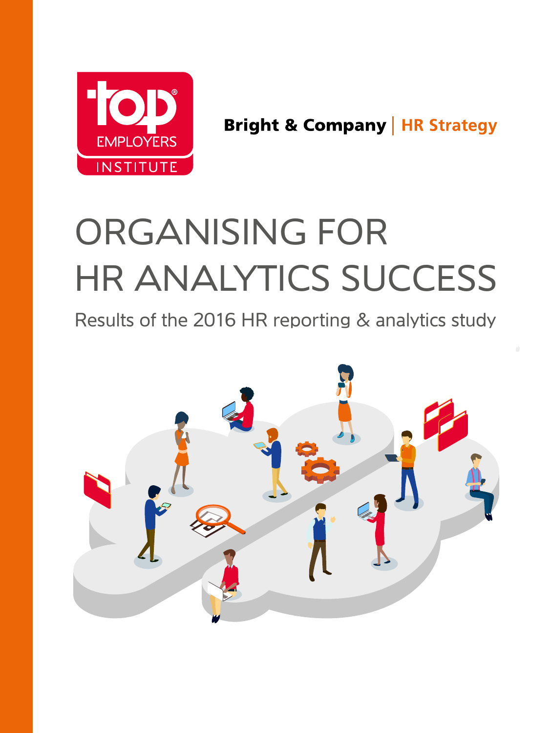top EMPLOYERS INSTITUTE

Bright & Company | HR Strategy

# ORGANISING FOR HR ANALYTICS SUCCESS

## Results of the 2016 HR reporting & analytics study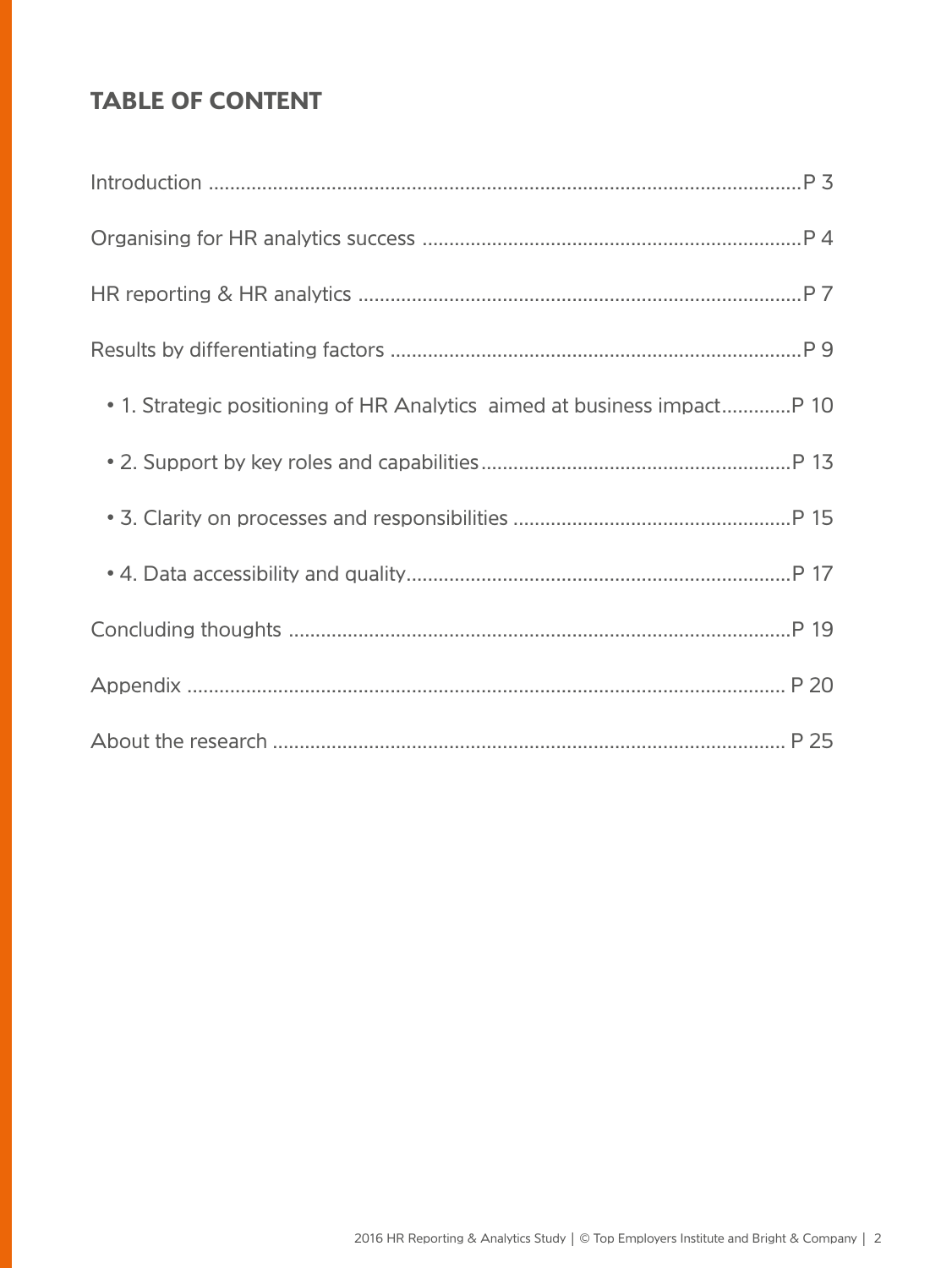## TABLE OF CONTENT

Introduction ....................................................................................................P 3

Organising for HR analytics success .......................................................................P 4

HR reporting & HR analytics ....................................................................................P 7

Results by differentiating factors .............................................................................P 9

- 1. Strategic positioning of HR Analytics aimed at business impact.............P 10
- 2. Support by key roles and capabilities..........................................................P 13
- 3. Clarity on processes and responsibilities ....................................................P 15
- 4. Data accessibility and quality........................................................................P 17

Concluding thoughts .............................................................................................P 19

Appendix ................................................................................................................ P 20

About the research ................................................................................................ P 25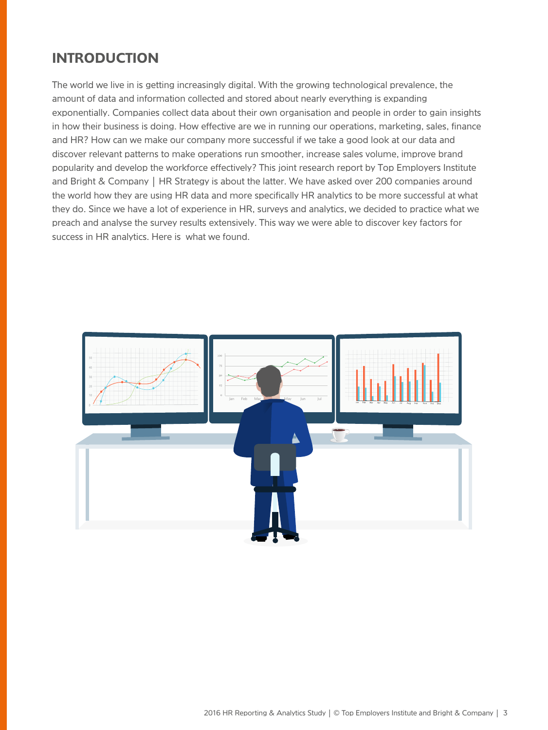# INTRODUCTION

The world we live in is getting increasingly digital. With the growing technological prevalence, the amount of data and information collected and stored about nearly everything is expanding exponentially. Companies collect data about their own organisation and people in order to gain insights in how their business is doing. How effective are we in running our operations, marketing, sales, finance and HR? How can we make our company more successful if we take a good look at our data and discover relevant patterns to make operations run smoother, increase sales volume, improve brand popularity and develop the workforce effectively? This joint research report by Top Employers Institute and Bright & Company | HR Strategy is about the latter. We have asked over 200 companies around the world how they are using HR data and more specifically HR analytics to be more successful at what they do. Since we have a lot of experience in HR, surveys and analytics, we decided to practice what we preach and analyse the survey results extensively. This way we were able to discover key factors for success in HR analytics. Here is what we found.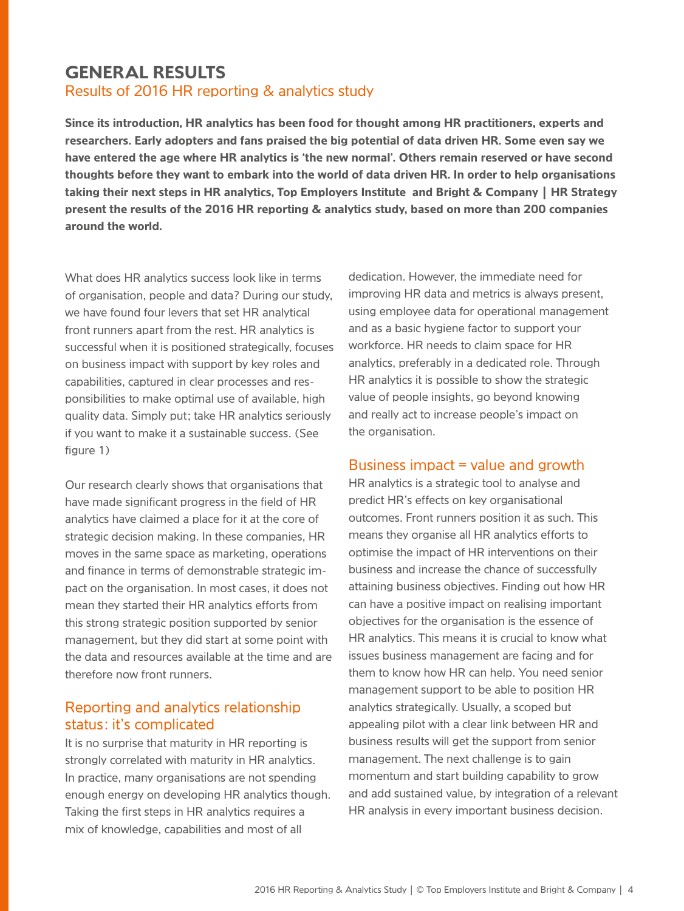# GENERAL RESULTS

## Results of 2016 HR reporting & analytics study

**Since its introduction, HR analytics has been food for thought among HR practitioners, experts and researchers. Early adopters and fans praised the big potential of data driven HR. Some even say we have entered the age where HR analytics is 'the new normal'. Others remain reserved or have second thoughts before they want to embark into the world of data driven HR. In order to help organisations taking their next steps in HR analytics, Top Employers Institute and Bright & Company | HR Strategy present the results of the 2016 HR reporting & analytics study, based on more than 200 companies around the world.**

What does HR analytics success look like in terms of organisation, people and data? During our study, we have found four levers that set HR analytical front runners apart from the rest. HR analytics is successful when it is positioned strategically, focuses on business impact with support by key roles and capabilities, captured in clear processes and responsibilities to make optimal use of available, high quality data. Simply put; take HR analytics seriously if you want to make it a sustainable success. (See figure 1)

Our research clearly shows that organisations that have made significant progress in the field of HR analytics have claimed a place for it at the core of strategic decision making. In these companies, HR moves in the same space as marketing, operations and finance in terms of demonstrable strategic impact on the organisation. In most cases, it does not mean they started their HR analytics efforts from this strong strategic position supported by senior management, but they did start at some point with the data and resources available at the time and are therefore now front runners.

### Reporting and analytics relationship status: it's complicated

It is no surprise that maturity in HR reporting is strongly correlated with maturity in HR analytics. In practice, many organisations are not spending enough energy on developing HR analytics though. Taking the first steps in HR analytics requires a mix of knowledge, capabilities and most of all dedication. However, the immediate need for improving HR data and metrics is always present, using employee data for operational management and as a basic hygiene factor to support your workforce. HR needs to claim space for HR analytics, preferably in a dedicated role. Through HR analytics it is possible to show the strategic value of people insights, go beyond knowing and really act to increase people's impact on the organisation.

### Business impact = value and growth

HR analytics is a strategic tool to analyse and predict HR's effects on key organisational outcomes. Front runners position it as such. This means they organise all HR analytics efforts to optimise the impact of HR interventions on their business and increase the chance of successfully attaining business objectives. Finding out how HR can have a positive impact on realising important objectives for the organisation is the essence of HR analytics. This means it is crucial to know what issues business management are facing and for them to know how HR can help. You need senior management support to be able to position HR analytics strategically. Usually, a scoped but appealing pilot with a clear link between HR and business results will get the support from senior management. The next challenge is to gain momentum and start building capability to grow and add sustained value, by integration of a relevant HR analysis in every important business decision.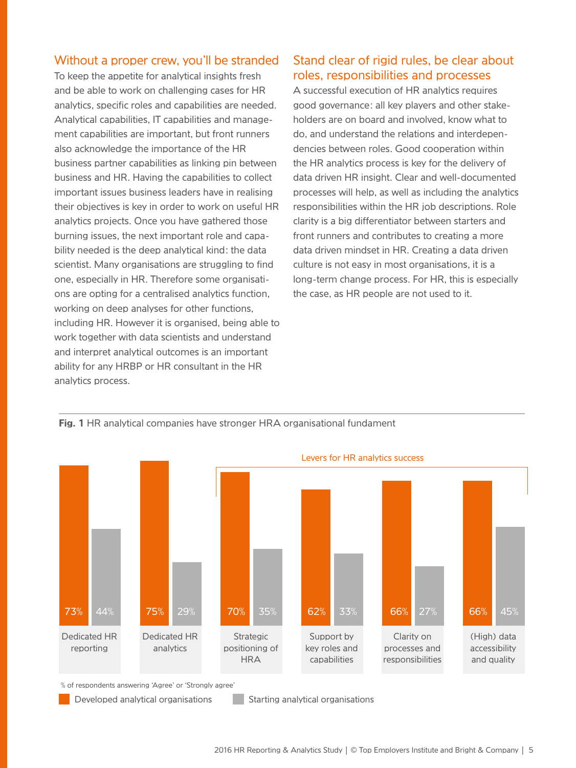## Without a proper crew, you'll be stranded

To keep the appetite for analytical insights fresh and be able to work on challenging cases for HR analytics, specific roles and capabilities are needed. Analytical capabilities, IT capabilities and management capabilities are important, but front runners also acknowledge the importance of the HR business partner capabilities as linking pin between business and HR. Having the capabilities to collect important issues business leaders have in realising their objectives is key in order to work on useful HR analytics projects. Once you have gathered those burning issues, the next important role and capability needed is the deep analytical kind: the data scientist. Many organisations are struggling to find one, especially in HR. Therefore some organisations are opting for a centralised analytics function, working on deep analyses for other functions, including HR. However it is organised, being able to work together with data scientists and understand and interpret analytical outcomes is an important ability for any HRBP or HR consultant in the HR analytics process.

## Stand clear of rigid rules, be clear about roles, responsibilities and processes

A successful execution of HR analytics requires good governance: all key players and other stakeholders are on board and involved, know what to do, and understand the relations and interdependencies between roles. Good cooperation within the HR analytics process is key for the delivery of data driven HR insight. Clear and well-documented processes will help, as well as including the analytics responsibilities within the HR job descriptions. Role clarity is a big differentiator between starters and front runners and contributes to creating a more data driven mindset in HR. Creating a data driven culture is not easy in most organisations, it is a long-term change process. For HR, this is especially the case, as HR people are not used to it.

**Fig. 1** HR analytical companies have stronger HRA organisational fundament

Levers for HR analytics success: Strategic positioning of HRA; Support by key roles and capabilities; Clarity on processes and responsibilities; (High) data accessibility and quality

| | Developed analytical organisations | Starting analytical organisations |
|---|---|---|
| Dedicated HR reporting | 73% | 44% |
| Dedicated HR analytics | 75% | 29% |
| Strategic positioning of HRA | 70% | 35% |
| Support by key roles and capabilities | 62% | 33% |
| Clarity on processes and responsibilities | 66% | 27% |
| (High) data accessibility and quality | 66% | 45% |

% of respondents answering 'Agree' or 'Strongly agree'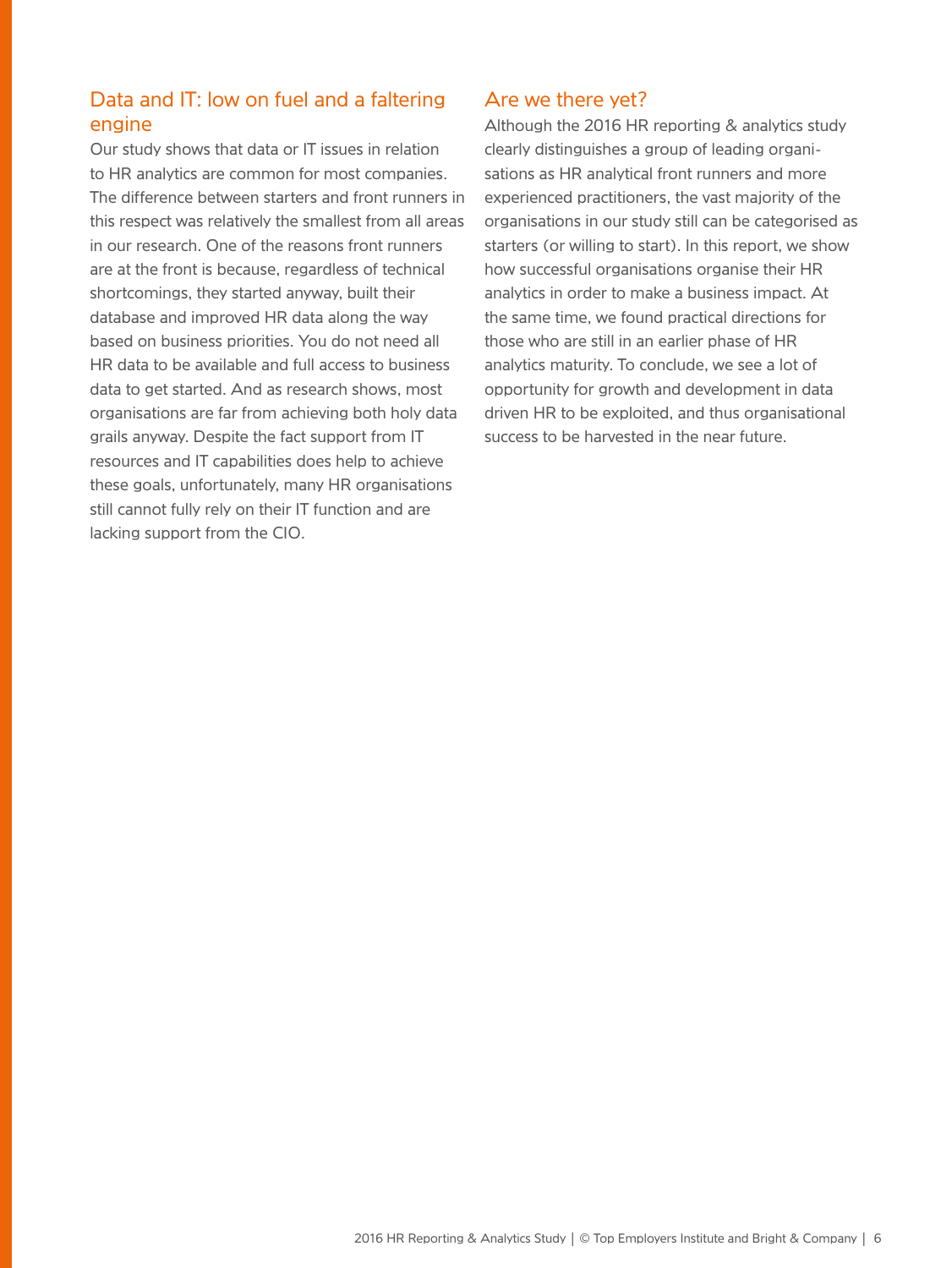## Data and IT: low on fuel and a faltering engine

Our study shows that data or IT issues in relation to HR analytics are common for most companies. The difference between starters and front runners in this respect was relatively the smallest from all areas in our research. One of the reasons front runners are at the front is because, regardless of technical shortcomings, they started anyway, built their database and improved HR data along the way based on business priorities. You do not need all HR data to be available and full access to business data to get started. And as research shows, most organisations are far from achieving both holy data grails anyway. Despite the fact support from IT resources and IT capabilities does help to achieve these goals, unfortunately, many HR organisations still cannot fully rely on their IT function and are lacking support from the CIO.

## Are we there yet?

Although the 2016 HR reporting & analytics study clearly distinguishes a group of leading organisations as HR analytical front runners and more experienced practitioners, the vast majority of the organisations in our study still can be categorised as starters (or willing to start). In this report, we show how successful organisations organise their HR analytics in order to make a business impact. At the same time, we found practical directions for those who are still in an earlier phase of HR analytics maturity. To conclude, we see a lot of opportunity for growth and development in data driven HR to be exploited, and thus organisational success to be harvested in the near future.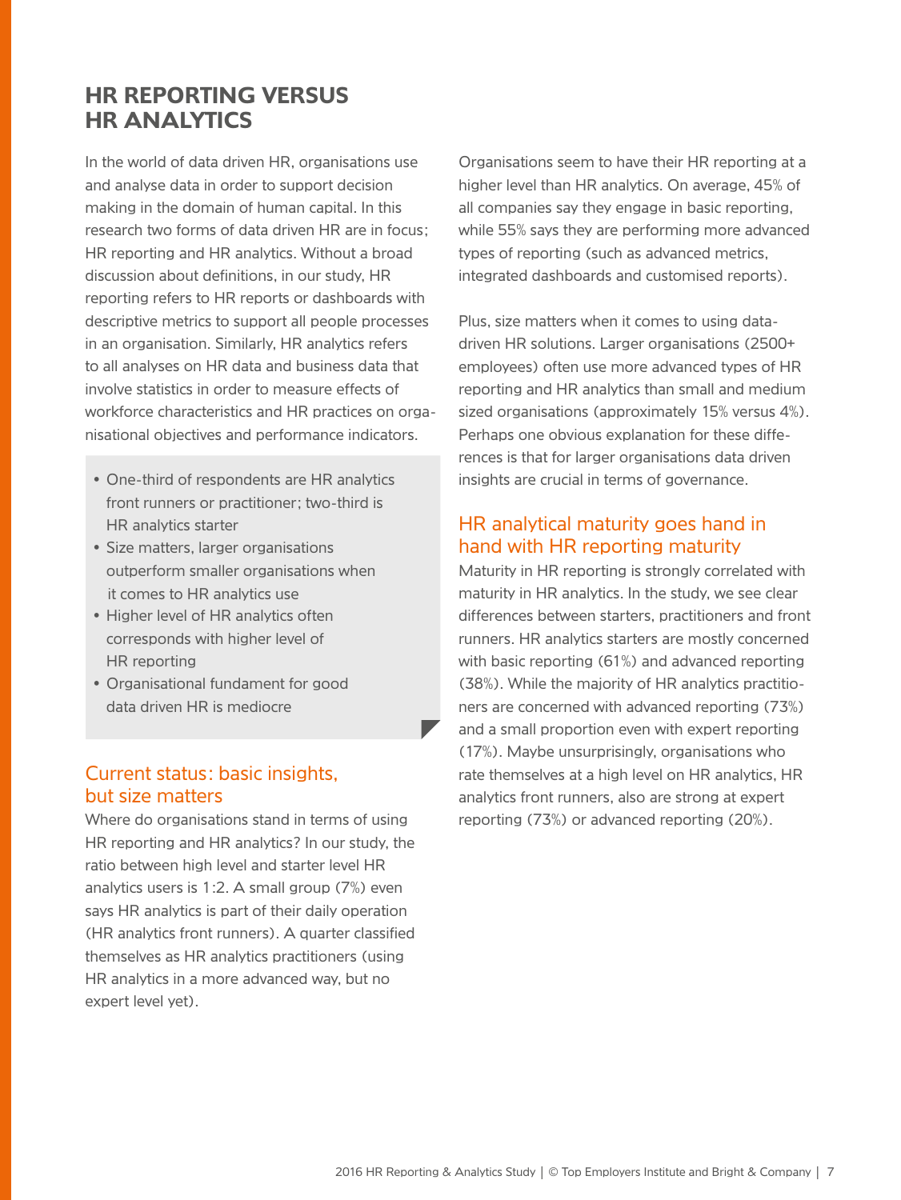# HR REPORTING VERSUS HR ANALYTICS

In the world of data driven HR, organisations use and analyse data in order to support decision making in the domain of human capital. In this research two forms of data driven HR are in focus; HR reporting and HR analytics. Without a broad discussion about definitions, in our study, HR reporting refers to HR reports or dashboards with descriptive metrics to support all people processes in an organisation. Similarly, HR analytics refers to all analyses on HR data and business data that involve statistics in order to measure effects of workforce characteristics and HR practices on organisational objectives and performance indicators.

- One-third of respondents are HR analytics front runners or practitioner; two-third is HR analytics starter
- Size matters, larger organisations outperform smaller organisations when it comes to HR analytics use
- Higher level of HR analytics often corresponds with higher level of HR reporting
- Organisational fundament for good data driven HR is mediocre

## Current status: basic insights, but size matters

Where do organisations stand in terms of using HR reporting and HR analytics? In our study, the ratio between high level and starter level HR analytics users is 1:2. A small group (7%) even says HR analytics is part of their daily operation (HR analytics front runners). A quarter classified themselves as HR analytics practitioners (using HR analytics in a more advanced way, but no expert level yet).

Organisations seem to have their HR reporting at a higher level than HR analytics. On average, 45% of all companies say they engage in basic reporting, while 55% says they are performing more advanced types of reporting (such as advanced metrics, integrated dashboards and customised reports).

Plus, size matters when it comes to using data-driven HR solutions. Larger organisations (2500+ employees) often use more advanced types of HR reporting and HR analytics than small and medium sized organisations (approximately 15% versus 4%). Perhaps one obvious explanation for these differences is that for larger organisations data driven insights are crucial in terms of governance.

## HR analytical maturity goes hand in hand with HR reporting maturity

Maturity in HR reporting is strongly correlated with maturity in HR analytics. In the study, we see clear differences between starters, practitioners and front runners. HR analytics starters are mostly concerned with basic reporting (61%) and advanced reporting (38%). While the majority of HR analytics practitioners are concerned with advanced reporting (73%) and a small proportion even with expert reporting (17%). Maybe unsurprisingly, organisations who rate themselves at a high level on HR analytics, HR analytics front runners, also are strong at expert reporting (73%) or advanced reporting (20%).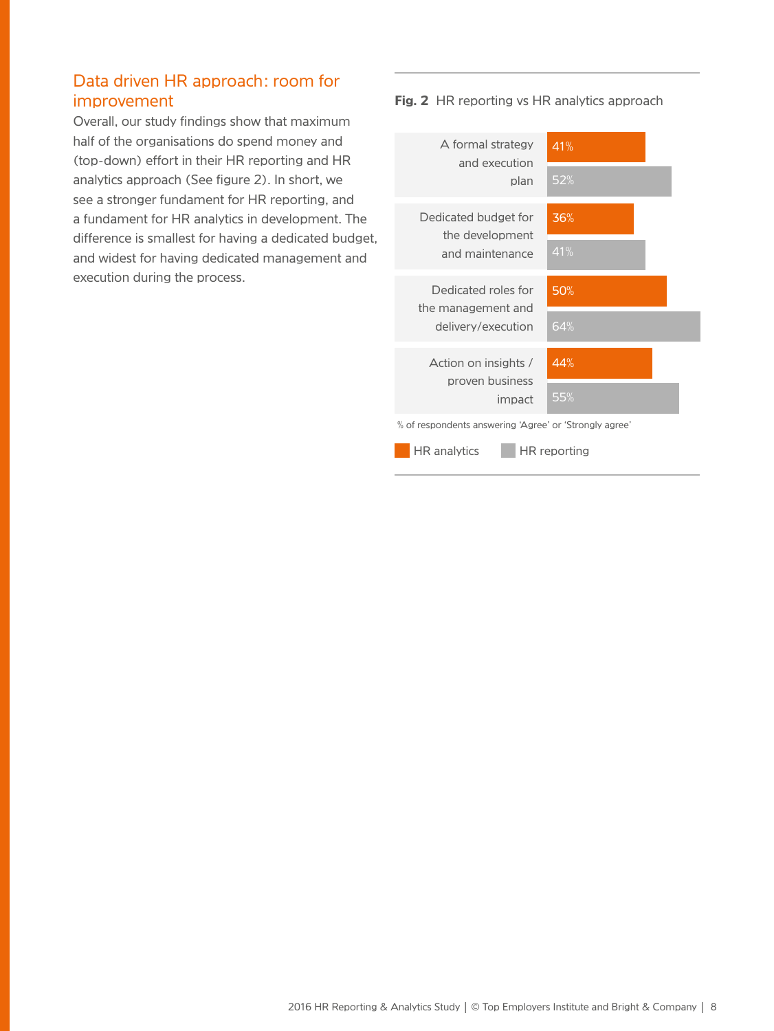## Data driven HR approach: room for improvement

Overall, our study findings show that maximum half of the organisations do spend money and (top-down) effort in their HR reporting and HR analytics approach (See figure 2). In short, we see a stronger fundament for HR reporting, and a fundament for HR analytics in development. The difference is smallest for having a dedicated budget, and widest for having dedicated management and execution during the process.

**Fig. 2** HR reporting vs HR analytics approach

| | HR analytics | HR reporting |
|---|---|---|
| A formal strategy and execution plan | 41% | 52% |
| Dedicated budget for the development and maintenance | 36% | 41% |
| Dedicated roles for the management and delivery/execution | 50% | 64% |
| Action on insights / proven business impact | 44% | 55% |

% of respondents answering 'Agree' or 'Strongly agree'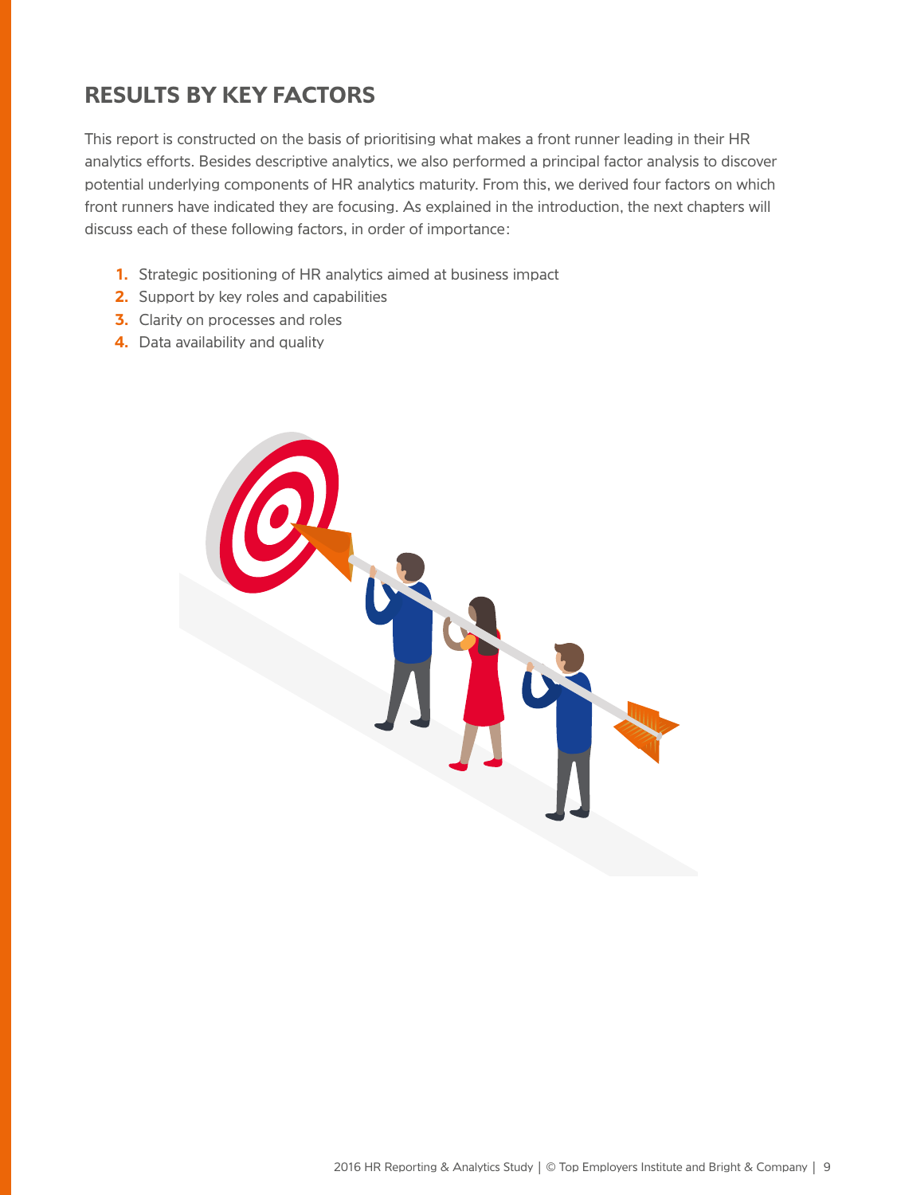## RESULTS BY KEY FACTORS

This report is constructed on the basis of prioritising what makes a front runner leading in their HR analytics efforts. Besides descriptive analytics, we also performed a principal factor analysis to discover potential underlying components of HR analytics maturity. From this, we derived four factors on which front runners have indicated they are focusing. As explained in the introduction, the next chapters will discuss each of these following factors, in order of importance:

1. Strategic positioning of HR analytics aimed at business impact
2. Support by key roles and capabilities
3. Clarity on processes and roles
4. Data availability and quality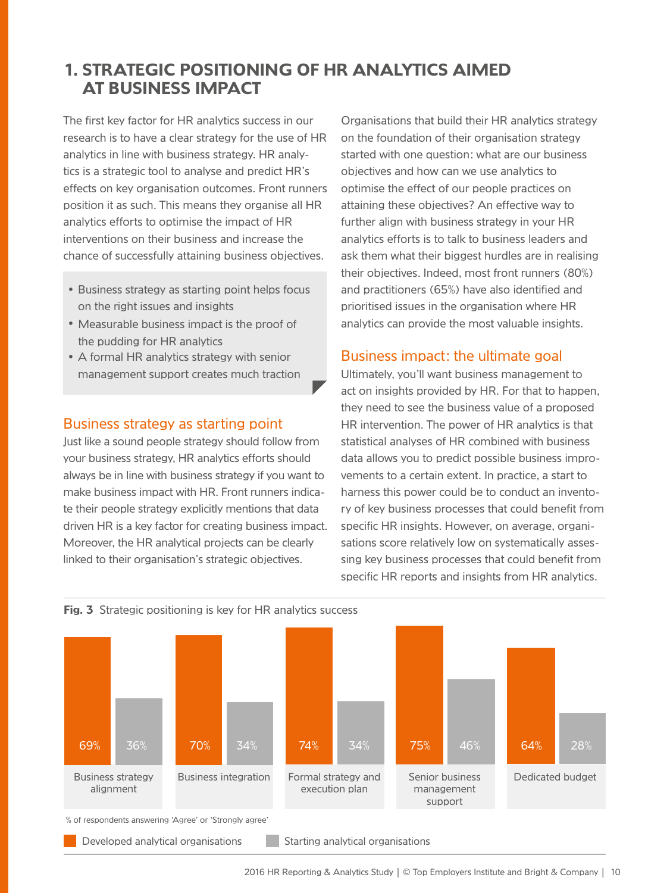## 1. STRATEGIC POSITIONING OF HR ANALYTICS AIMED AT BUSINESS IMPACT

The first key factor for HR analytics success in our research is to have a clear strategy for the use of HR analytics in line with business strategy. HR analytics is a strategic tool to analyse and predict HR's effects on key organisation outcomes. Front runners position it as such. This means they organise all HR analytics efforts to optimise the impact of HR interventions on their business and increase the chance of successfully attaining business objectives.

- Business strategy as starting point helps focus on the right issues and insights
- Measurable business impact is the proof of the pudding for HR analytics
- A formal HR analytics strategy with senior management support creates much traction

### Business strategy as starting point

Just like a sound people strategy should follow from your business strategy, HR analytics efforts should always be in line with business strategy if you want to make business impact with HR. Front runners indicate their people strategy explicitly mentions that data driven HR is a key factor for creating business impact. Moreover, the HR analytical projects can be clearly linked to their organisation's strategic objectives.

Organisations that build their HR analytics strategy on the foundation of their organisation strategy started with one question: what are our business objectives and how can we use analytics to optimise the effect of our people practices on attaining these objectives? An effective way to further align with business strategy in your HR analytics efforts is to talk to business leaders and ask them what their biggest hurdles are in realising their objectives. Indeed, most front runners (80%) and practitioners (65%) have also identified and prioritised issues in the organisation where HR analytics can provide the most valuable insights.

### Business impact: the ultimate goal

Ultimately, you'll want business management to act on insights provided by HR. For that to happen, they need to see the business value of a proposed HR intervention. The power of HR analytics is that statistical analyses of HR combined with business data allows you to predict possible business improvements to a certain extent. In practice, a start to harness this power could be to conduct an inventory of key business processes that could benefit from specific HR insights. However, on average, organisations score relatively low on systematically assessing key business processes that could benefit from specific HR reports and insights from HR analytics.

**Fig. 3** Strategic positioning is key for HR analytics success

| | Developed analytical organisations | Starting analytical organisations |
|---|---|---|
| Business strategy alignment | 69% | 36% |
| Business integration | 70% | 34% |
| Formal strategy and execution plan | 74% | 34% |
| Senior business management support | 75% | 46% |
| Dedicated budget | 64% | 28% |

% of respondents answering 'Agree' or 'Strongly agree'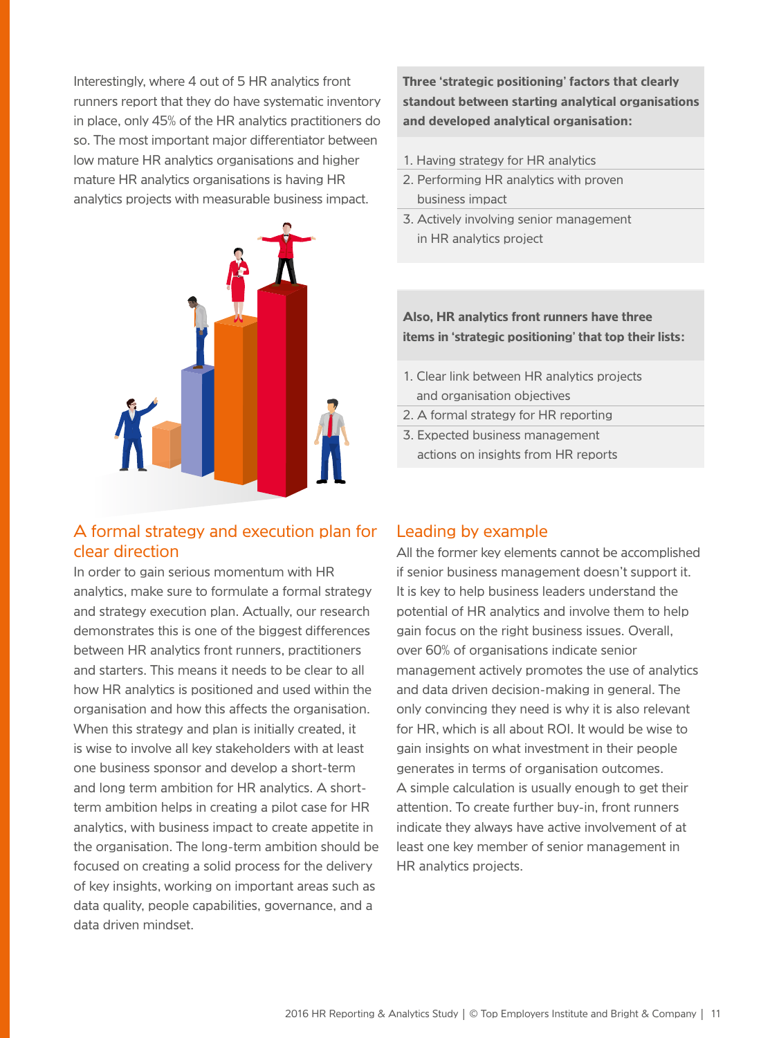Interestingly, where 4 out of 5 HR analytics front runners report that they do have systematic inventory in place, only 45% of the HR analytics practitioners do so. The most important major differentiator between low mature HR analytics organisations and higher mature HR analytics organisations is having HR analytics projects with measurable business impact.

**Three 'strategic positioning' factors that clearly standout between starting analytical organisations and developed analytical organisation:**

1. Having strategy for HR analytics
2. Performing HR analytics with proven business impact
3. Actively involving senior management in HR analytics project

**Also, HR analytics front runners have three items in 'strategic positioning' that top their lists:**

1. Clear link between HR analytics projects and organisation objectives
2. A formal strategy for HR reporting
3. Expected business management actions on insights from HR reports

## A formal strategy and execution plan for clear direction

In order to gain serious momentum with HR analytics, make sure to formulate a formal strategy and strategy execution plan. Actually, our research demonstrates this is one of the biggest differences between HR analytics front runners, practitioners and starters. This means it needs to be clear to all how HR analytics is positioned and used within the organisation and how this affects the organisation. When this strategy and plan is initially created, it is wise to involve all key stakeholders with at least one business sponsor and develop a short-term and long term ambition for HR analytics. A short-term ambition helps in creating a pilot case for HR analytics, with business impact to create appetite in the organisation. The long-term ambition should be focused on creating a solid process for the delivery of key insights, working on important areas such as data quality, people capabilities, governance, and a data driven mindset.

## Leading by example

All the former key elements cannot be accomplished if senior business management doesn't support it. It is key to help business leaders understand the potential of HR analytics and involve them to help gain focus on the right business issues. Overall, over 60% of organisations indicate senior management actively promotes the use of analytics and data driven decision-making in general. The only convincing they need is why it is also relevant for HR, which is all about ROI. It would be wise to gain insights on what investment in their people generates in terms of organisation outcomes. A simple calculation is usually enough to get their attention. To create further buy-in, front runners indicate they always have active involvement of at least one key member of senior management in HR analytics projects.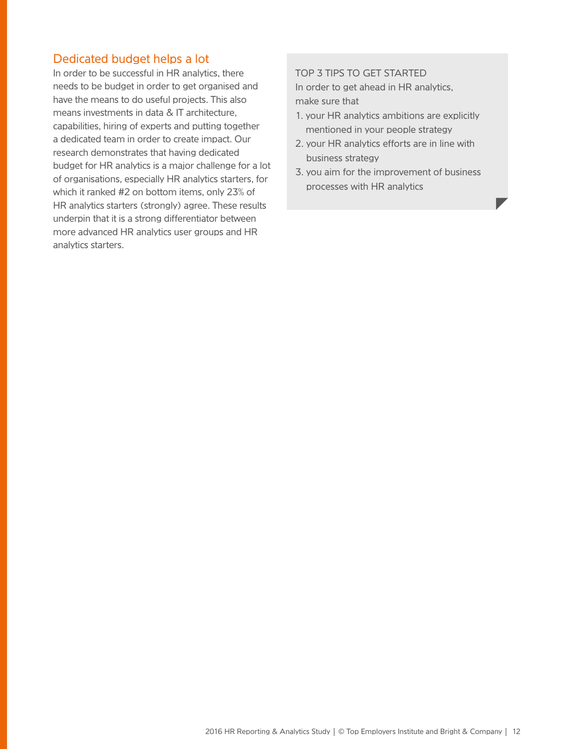## Dedicated budget helps a lot

In order to be successful in HR analytics, there needs to be budget in order to get organised and have the means to do useful projects. This also means investments in data & IT architecture, capabilities, hiring of experts and putting together a dedicated team in order to create impact. Our research demonstrates that having dedicated budget for HR analytics is a major challenge for a lot of organisations, especially HR analytics starters, for which it ranked #2 on bottom items, only 23% of HR analytics starters (strongly) agree. These results underpin that it is a strong differentiator between more advanced HR analytics user groups and HR analytics starters.

TOP 3 TIPS TO GET STARTED

In order to get ahead in HR analytics, make sure that

1. your HR analytics ambitions are explicitly mentioned in your people strategy
2. your HR analytics efforts are in line with business strategy
3. you aim for the improvement of business processes with HR analytics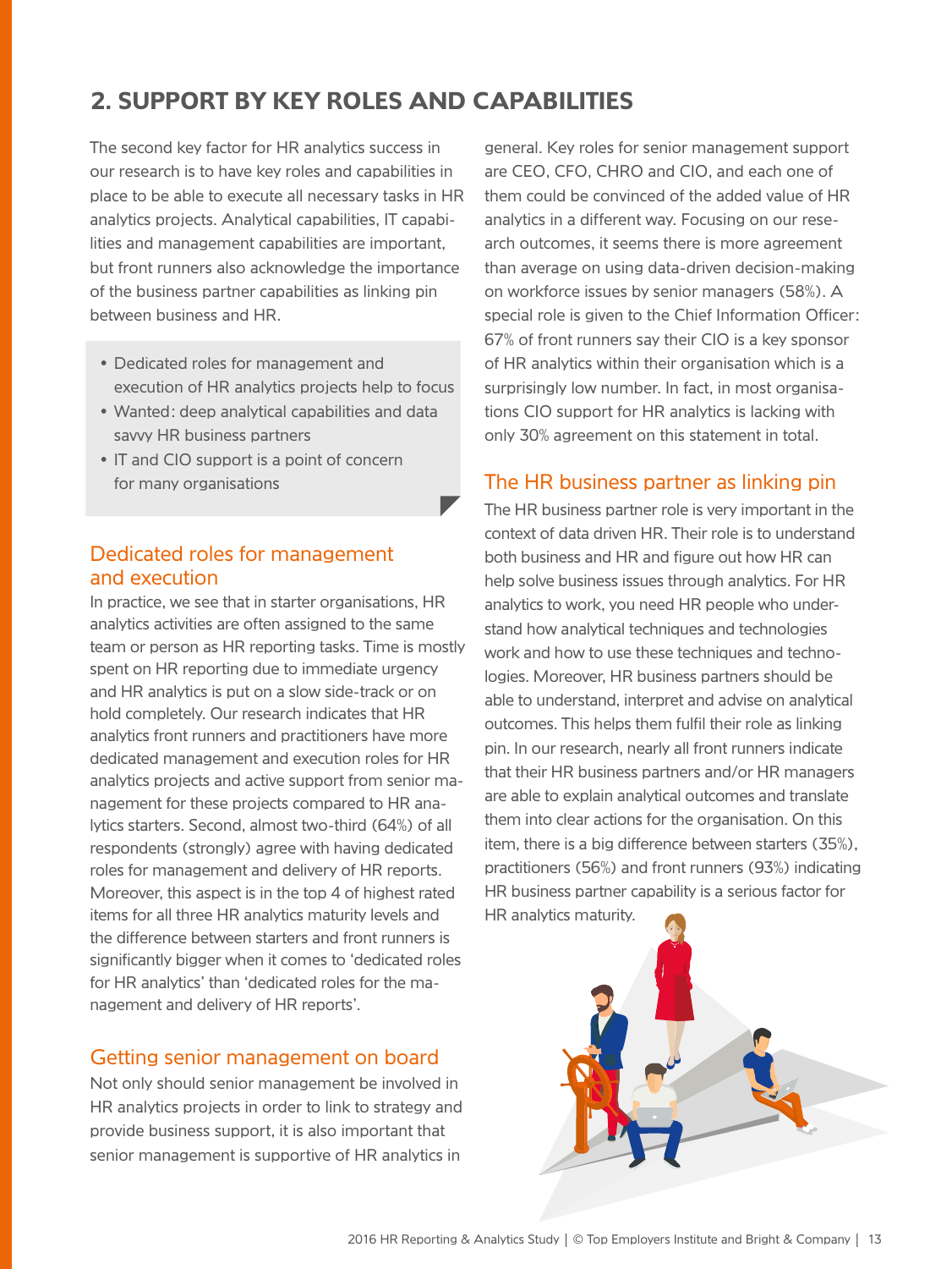## 2. SUPPORT BY KEY ROLES AND CAPABILITIES

The second key factor for HR analytics success in our research is to have key roles and capabilities in place to be able to execute all necessary tasks in HR analytics projects. Analytical capabilities, IT capabilities and management capabilities are important, but front runners also acknowledge the importance of the business partner capabilities as linking pin between business and HR.

- Dedicated roles for management and execution of HR analytics projects help to focus
- Wanted: deep analytical capabilities and data savvy HR business partners
- IT and CIO support is a point of concern for many organisations

### Dedicated roles for management and execution

In practice, we see that in starter organisations, HR analytics activities are often assigned to the same team or person as HR reporting tasks. Time is mostly spent on HR reporting due to immediate urgency and HR analytics is put on a slow side-track or on hold completely. Our research indicates that HR analytics front runners and practitioners have more dedicated management and execution roles for HR analytics projects and active support from senior management for these projects compared to HR analytics starters. Second, almost two-third (64%) of all respondents (strongly) agree with having dedicated roles for management and delivery of HR reports. Moreover, this aspect is in the top 4 of highest rated items for all three HR analytics maturity levels and the difference between starters and front runners is significantly bigger when it comes to 'dedicated roles for HR analytics' than 'dedicated roles for the management and delivery of HR reports'.

### Getting senior management on board

Not only should senior management be involved in HR analytics projects in order to link to strategy and provide business support, it is also important that senior management is supportive of HR analytics in general. Key roles for senior management support are CEO, CFO, CHRO and CIO, and each one of them could be convinced of the added value of HR analytics in a different way. Focusing on our research outcomes, it seems there is more agreement than average on using data-driven decision-making on workforce issues by senior managers (58%). A special role is given to the Chief Information Officer: 67% of front runners say their CIO is a key sponsor of HR analytics within their organisation which is a surprisingly low number. In fact, in most organisations CIO support for HR analytics is lacking with only 30% agreement on this statement in total.

### The HR business partner as linking pin

The HR business partner role is very important in the context of data driven HR. Their role is to understand both business and HR and figure out how HR can help solve business issues through analytics. For HR analytics to work, you need HR people who understand how analytical techniques and technologies work and how to use these techniques and technologies. Moreover, HR business partners should be able to understand, interpret and advise on analytical outcomes. This helps them fulfil their role as linking pin. In our research, nearly all front runners indicate that their HR business partners and/or HR managers are able to explain analytical outcomes and translate them into clear actions for the organisation. On this item, there is a big difference between starters (35%), practitioners (56%) and front runners (93%) indicating HR business partner capability is a serious factor for HR analytics maturity.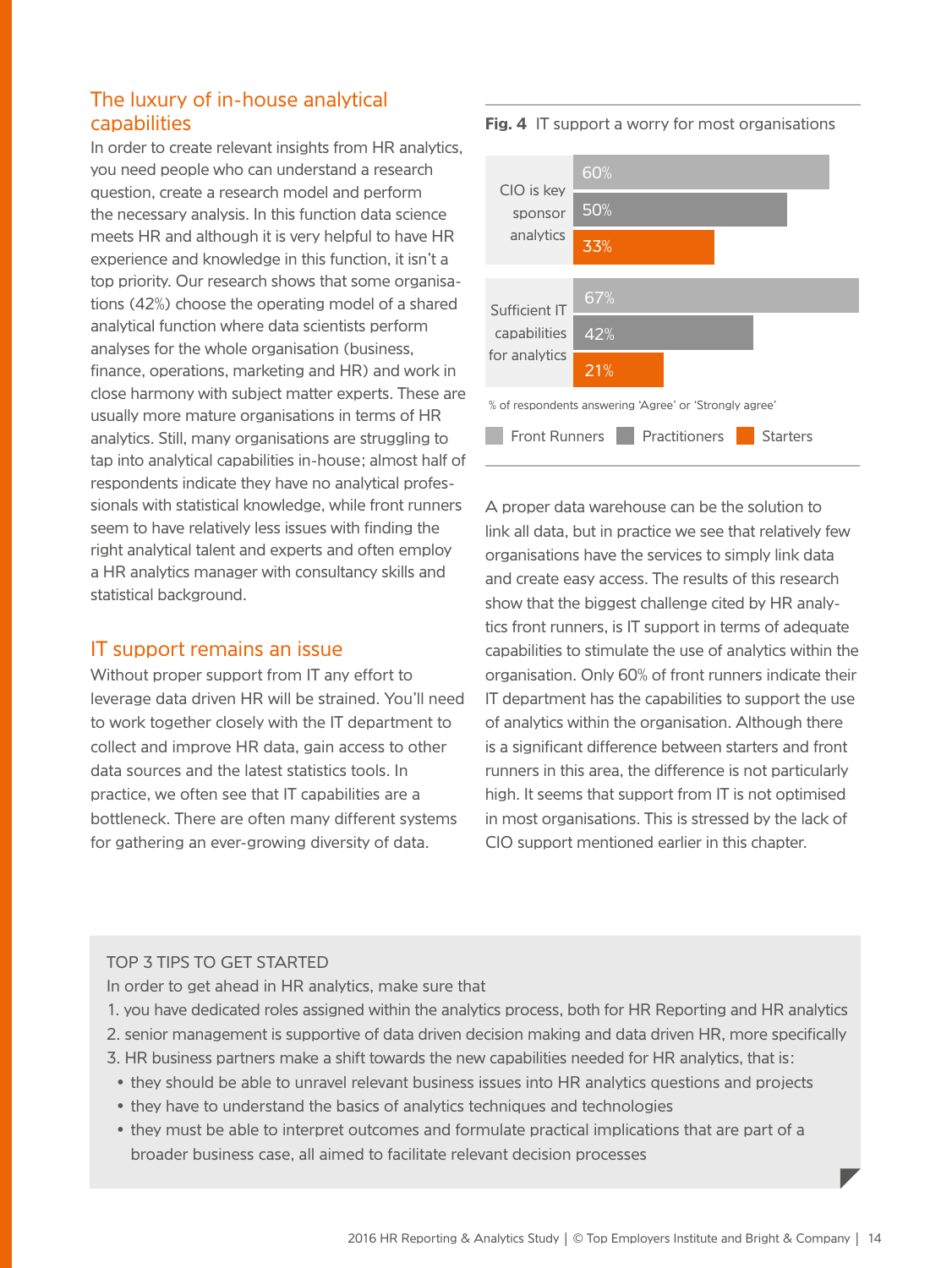## The luxury of in-house analytical capabilities

In order to create relevant insights from HR analytics, you need people who can understand a research question, create a research model and perform the necessary analysis. In this function data science meets HR and although it is very helpful to have HR experience and knowledge in this function, it isn't a top priority. Our research shows that some organisations (42%) choose the operating model of a shared analytical function where data scientists perform analyses for the whole organisation (business, finance, operations, marketing and HR) and work in close harmony with subject matter experts. These are usually more mature organisations in terms of HR analytics. Still, many organisations are struggling to tap into analytical capabilities in-house; almost half of respondents indicate they have no analytical professionals with statistical knowledge, while front runners seem to have relatively less issues with finding the right analytical talent and experts and often employ a HR analytics manager with consultancy skills and statistical background.

## IT support remains an issue

Without proper support from IT any effort to leverage data driven HR will be strained. You'll need to work together closely with the IT department to collect and improve HR data, gain access to other data sources and the latest statistics tools. In practice, we often see that IT capabilities are a bottleneck. There are often many different systems for gathering an ever-growing diversity of data.

**Fig. 4** IT support a worry for most organisations

| | Front Runners | Practitioners | Starters |
|---|---|---|---|
| CIO is key sponsor analytics | 60% | 50% | 33% |
| Sufficient IT capabilities for analytics | 67% | 42% | 21% |

% of respondents answering 'Agree' or 'Strongly agree'

A proper data warehouse can be the solution to link all data, but in practice we see that relatively few organisations have the services to simply link data and create easy access. The results of this research show that the biggest challenge cited by HR analytics front runners, is IT support in terms of adequate capabilities to stimulate the use of analytics within the organisation. Only 60% of front runners indicate their IT department has the capabilities to support the use of analytics within the organisation. Although there is a significant difference between starters and front runners in this area, the difference is not particularly high. It seems that support from IT is not optimised in most organisations. This is stressed by the lack of CIO support mentioned earlier in this chapter.

TOP 3 TIPS TO GET STARTED

In order to get ahead in HR analytics, make sure that

1. you have dedicated roles assigned within the analytics process, both for HR Reporting and HR analytics
2. senior management is supportive of data driven decision making and data driven HR, more specifically
3. HR business partners make a shift towards the new capabilities needed for HR analytics, that is:
   - they should be able to unravel relevant business issues into HR analytics questions and projects
   - they have to understand the basics of analytics techniques and technologies
   - they must be able to interpret outcomes and formulate practical implications that are part of a broader business case, all aimed to facilitate relevant decision processes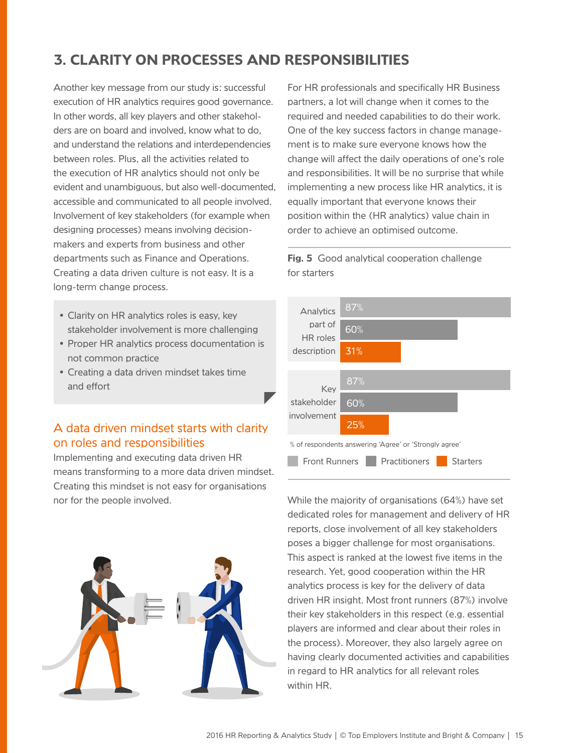## 3. CLARITY ON PROCESSES AND RESPONSIBILITIES

Another key message from our study is: successful execution of HR analytics requires good governance. In other words, all key players and other stakeholders are on board and involved, know what to do, and understand the relations and interdependencies between roles. Plus, all the activities related to the execution of HR analytics should not only be evident and unambiguous, but also well-documented, accessible and communicated to all people involved. Involvement of key stakeholders (for example when designing processes) means involving decision-makers and experts from business and other departments such as Finance and Operations. Creating a data driven culture is not easy. It is a long-term change process.

- Clarity on HR analytics roles is easy, key stakeholder involvement is more challenging
- Proper HR analytics process documentation is not common practice
- Creating a data driven mindset takes time and effort

### A data driven mindset starts with clarity on roles and responsibilities

Implementing and executing data driven HR means transforming to a more data driven mindset. Creating this mindset is not easy for organisations nor for the people involved.

For HR professionals and specifically HR Business partners, a lot will change when it comes to the required and needed capabilities to do their work. One of the key success factors in change management is to make sure everyone knows how the change will affect the daily operations of one's role and responsibilities. It will be no surprise that while implementing a new process like HR analytics, it is equally important that everyone knows their position within the (HR analytics) value chain in order to achieve an optimised outcome.

**Fig. 5** Good analytical cooperation challenge for starters

| | Front Runners | Practitioners | Starters |
|---|---|---|---|
| Analytics part of HR roles description | 87% | 60% | 31% |
| Key stakeholder involvement | 87% | 60% | 25% |

% of respondents answering 'Agree' or 'Strongly agree'

While the majority of organisations (64%) have set dedicated roles for management and delivery of HR reports, close involvement of all key stakeholders poses a bigger challenge for most organisations. This aspect is ranked at the lowest five items in the research. Yet, good cooperation within the HR analytics process is key for the delivery of data driven HR insight. Most front runners (87%) involve their key stakeholders in this respect (e.g. essential players are informed and clear about their roles in the process). Moreover, they also largely agree on having clearly documented activities and capabilities in regard to HR analytics for all relevant roles within HR.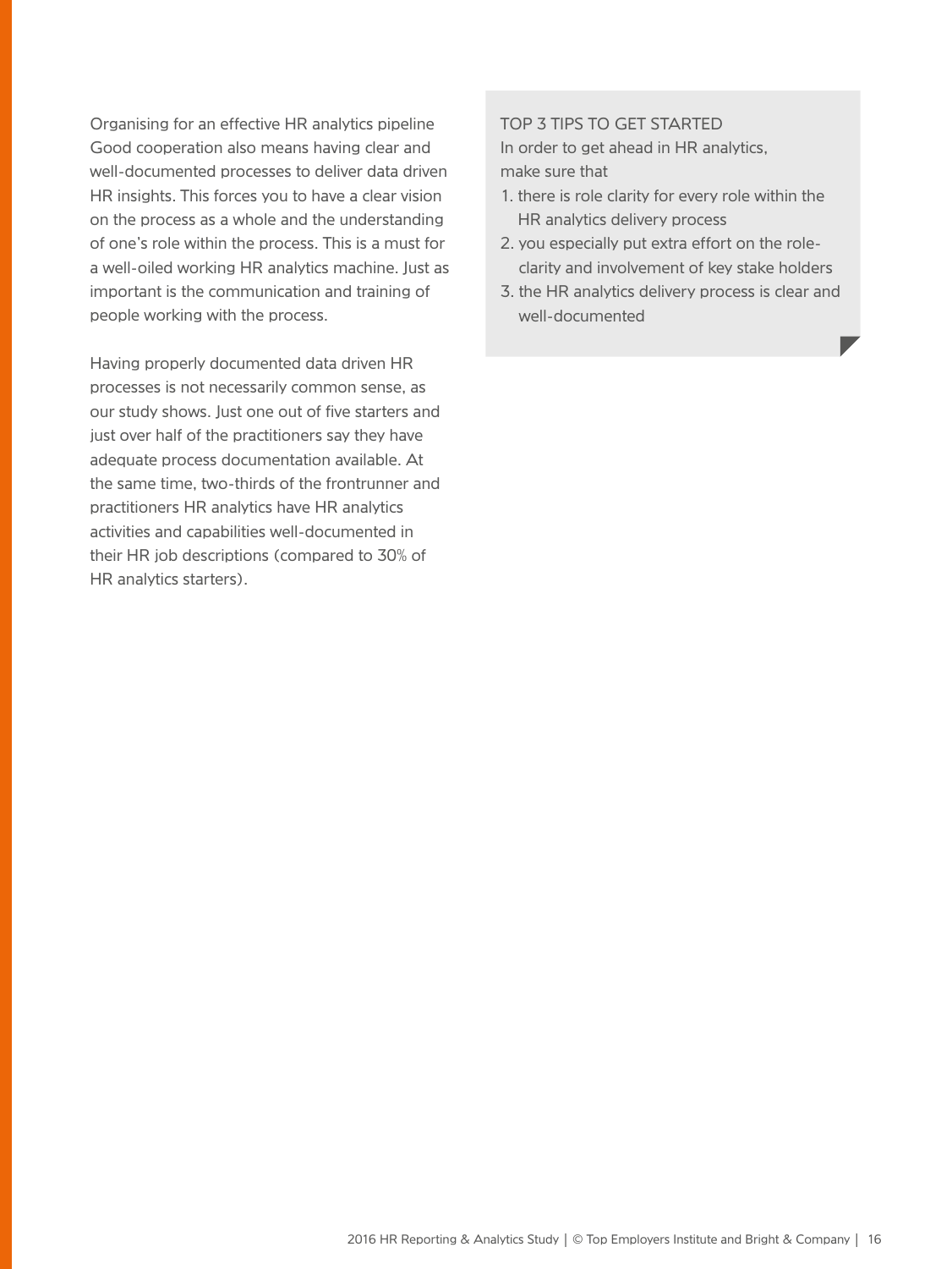### Organising for an effective HR analytics pipeline

Good cooperation also means having clear and well-documented processes to deliver data driven HR insights. This forces you to have a clear vision on the process as a whole and the understanding of one's role within the process. This is a must for a well-oiled working HR analytics machine. Just as important is the communication and training of people working with the process.

Having properly documented data driven HR processes is not necessarily common sense, as our study shows. Just one out of five starters and just over half of the practitioners say they have adequate process documentation available. At the same time, two-thirds of the frontrunner and practitioners HR analytics have HR analytics activities and capabilities well-documented in their HR job descriptions (compared to 30% of HR analytics starters).

#### TOP 3 TIPS TO GET STARTED

In order to get ahead in HR analytics, make sure that

1. there is role clarity for every role within the HR analytics delivery process
2. you especially put extra effort on the role-clarity and involvement of key stake holders
3. the HR analytics delivery process is clear and well-documented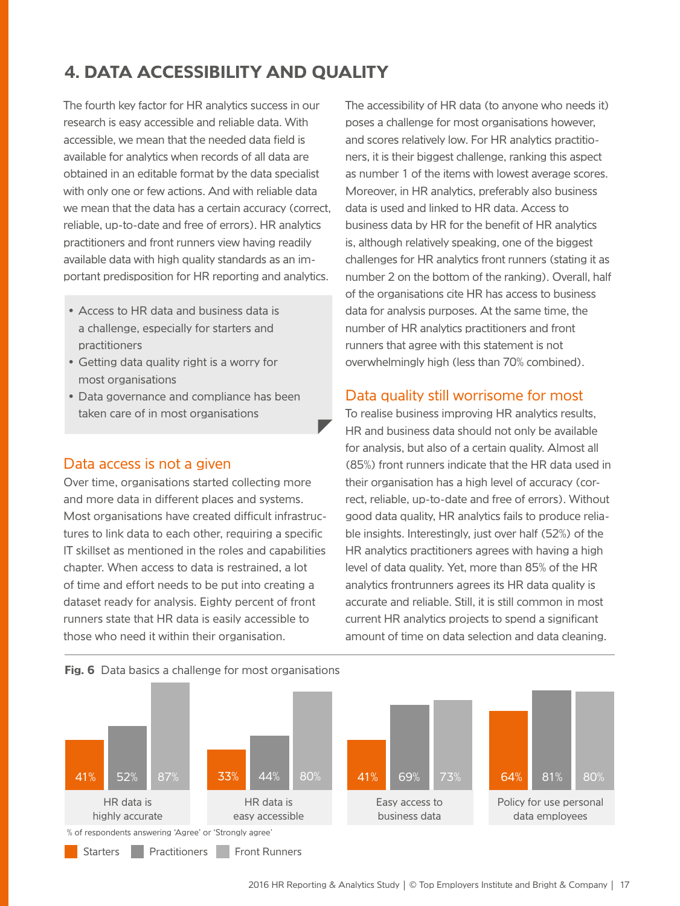# 4. DATA ACCESSIBILITY AND QUALITY

The fourth key factor for HR analytics success in our research is easy accessible and reliable data. With accessible, we mean that the needed data field is available for analytics when records of all data are obtained in an editable format by the data specialist with only one or few actions. And with reliable data we mean that the data has a certain accuracy (correct, reliable, up-to-date and free of errors). HR analytics practitioners and front runners view having readily available data with high quality standards as an important predisposition for HR reporting and analytics.

- Access to HR data and business data is a challenge, especially for starters and practitioners
- Getting data quality right is a worry for most organisations
- Data governance and compliance has been taken care of in most organisations

## Data access is not a given

Over time, organisations started collecting more and more data in different places and systems. Most organisations have created difficult infrastructures to link data to each other, requiring a specific IT skillset as mentioned in the roles and capabilities chapter. When access to data is restrained, a lot of time and effort needs to be put into creating a dataset ready for analysis. Eighty percent of front runners state that HR data is easily accessible to those who need it within their organisation.

The accessibility of HR data (to anyone who needs it) poses a challenge for most organisations however, and scores relatively low. For HR analytics practitioners, it is their biggest challenge, ranking this aspect as number 1 of the items with lowest average scores. Moreover, in HR analytics, preferably also business data is used and linked to HR data. Access to business data by HR for the benefit of HR analytics is, although relatively speaking, one of the biggest challenges for HR analytics front runners (stating it as number 2 on the bottom of the ranking). Overall, half of the organisations cite HR has access to business data for analysis purposes. At the same time, the number of HR analytics practitioners and front runners that agree with this statement is not overwhelmingly high (less than 70% combined).

## Data quality still worrisome for most

To realise business improving HR analytics results, HR and business data should not only be available for analysis, but also of a certain quality. Almost all (85%) front runners indicate that the HR data used in their organisation has a high level of accuracy (correct, reliable, up-to-date and free of errors). Without good data quality, HR analytics fails to produce reliable insights. Interestingly, just over half (52%) of the HR analytics practitioners agrees with having a high level of data quality. Yet, more than 85% of the HR analytics frontrunners agrees its HR data quality is accurate and reliable. Still, it is still common in most current HR analytics projects to spend a significant amount of time on data selection and data cleaning.

**Fig. 6** Data basics a challenge for most organisations

| | Starters | Practitioners | Front Runners |
|---|---|---|---|
| HR data is highly accurate | 41% | 52% | 87% |
| HR data is easy accessible | 33% | 44% | 80% |
| Easy access to business data | 41% | 69% | 73% |
| Policy for use personal data employees | 64% | 81% | 80% |

% of respondents answering 'Agree' or 'Strongly agree'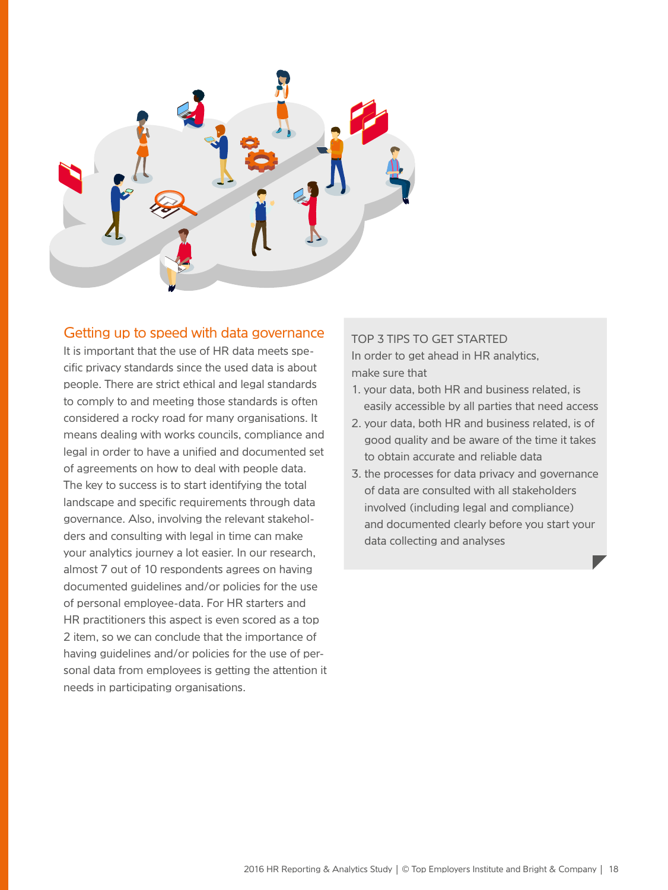## Getting up to speed with data governance

It is important that the use of HR data meets specific privacy standards since the used data is about people. There are strict ethical and legal standards to comply to and meeting those standards is often considered a rocky road for many organisations. It means dealing with works councils, compliance and legal in order to have a unified and documented set of agreements on how to deal with people data. The key to success is to start identifying the total landscape and specific requirements through data governance. Also, involving the relevant stakeholders and consulting with legal in time can make your analytics journey a lot easier. In our research, almost 7 out of 10 respondents agrees on having documented guidelines and/or policies for the use of personal employee-data. For HR starters and HR practitioners this aspect is even scored as a top 2 item, so we can conclude that the importance of having guidelines and/or policies for the use of personal data from employees is getting the attention it needs in participating organisations.

TOP 3 TIPS TO GET STARTED

In order to get ahead in HR analytics, make sure that

1. your data, both HR and business related, is easily accessible by all parties that need access
2. your data, both HR and business related, is of good quality and be aware of the time it takes to obtain accurate and reliable data
3. the processes for data privacy and governance of data are consulted with all stakeholders involved (including legal and compliance) and documented clearly before you start your data collecting and analyses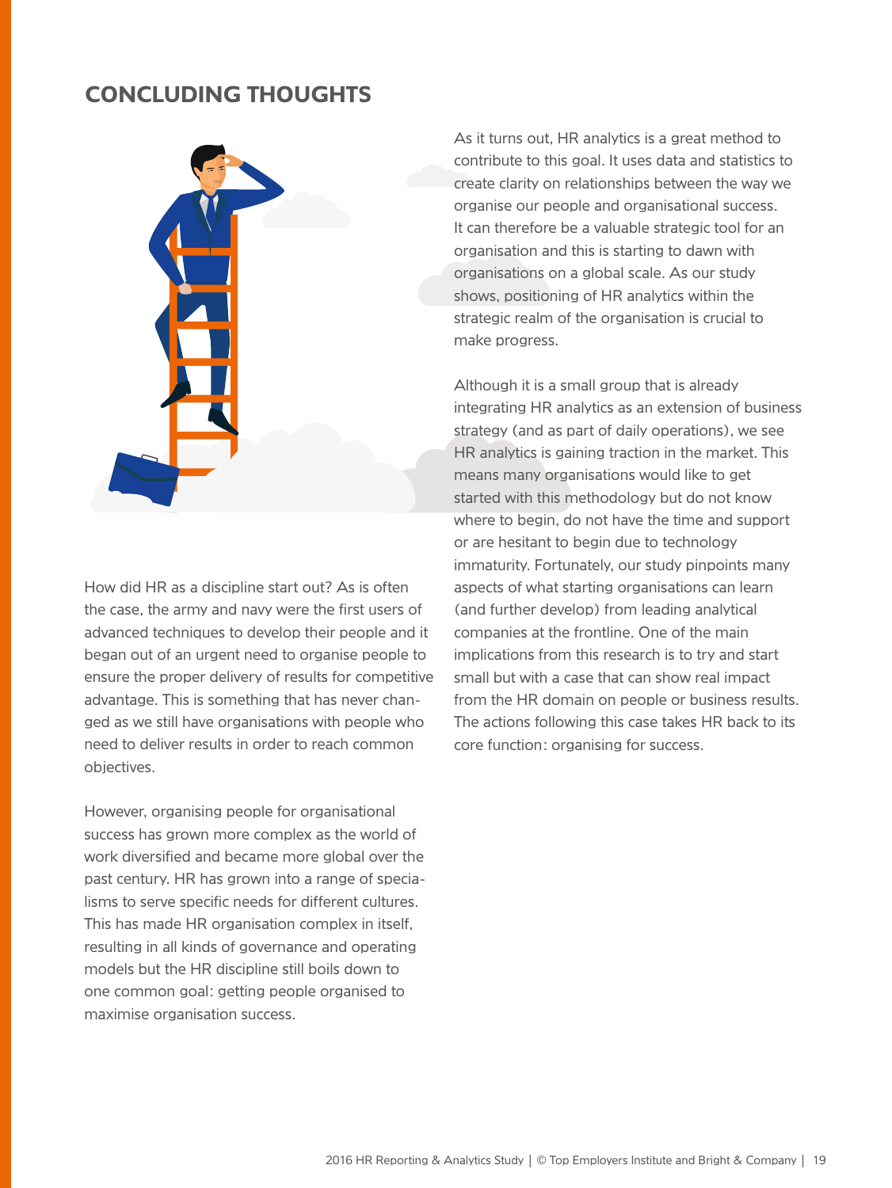## CONCLUDING THOUGHTS

How did HR as a discipline start out? As is often the case, the army and navy were the first users of advanced techniques to develop their people and it began out of an urgent need to organise people to ensure the proper delivery of results for competitive advantage. This is something that has never changed as we still have organisations with people who need to deliver results in order to reach common objectives.

However, organising people for organisational success has grown more complex as the world of work diversified and became more global over the past century. HR has grown into a range of specialisms to serve specific needs for different cultures. This has made HR organisation complex in itself, resulting in all kinds of governance and operating models but the HR discipline still boils down to one common goal: getting people organised to maximise organisation success.

As it turns out, HR analytics is a great method to contribute to this goal. It uses data and statistics to create clarity on relationships between the way we organise our people and organisational success. It can therefore be a valuable strategic tool for an organisation and this is starting to dawn with organisations on a global scale. As our study shows, positioning of HR analytics within the strategic realm of the organisation is crucial to make progress.

Although it is a small group that is already integrating HR analytics as an extension of business strategy (and as part of daily operations), we see HR analytics is gaining traction in the market. This means many organisations would like to get started with this methodology but do not know where to begin, do not have the time and support or are hesitant to begin due to technology immaturity. Fortunately, our study pinpoints many aspects of what starting organisations can learn (and further develop) from leading analytical companies at the frontline. One of the main implications from this research is to try and start small but with a case that can show real impact from the HR domain on people or business results. The actions following this case takes HR back to its core function: organising for success.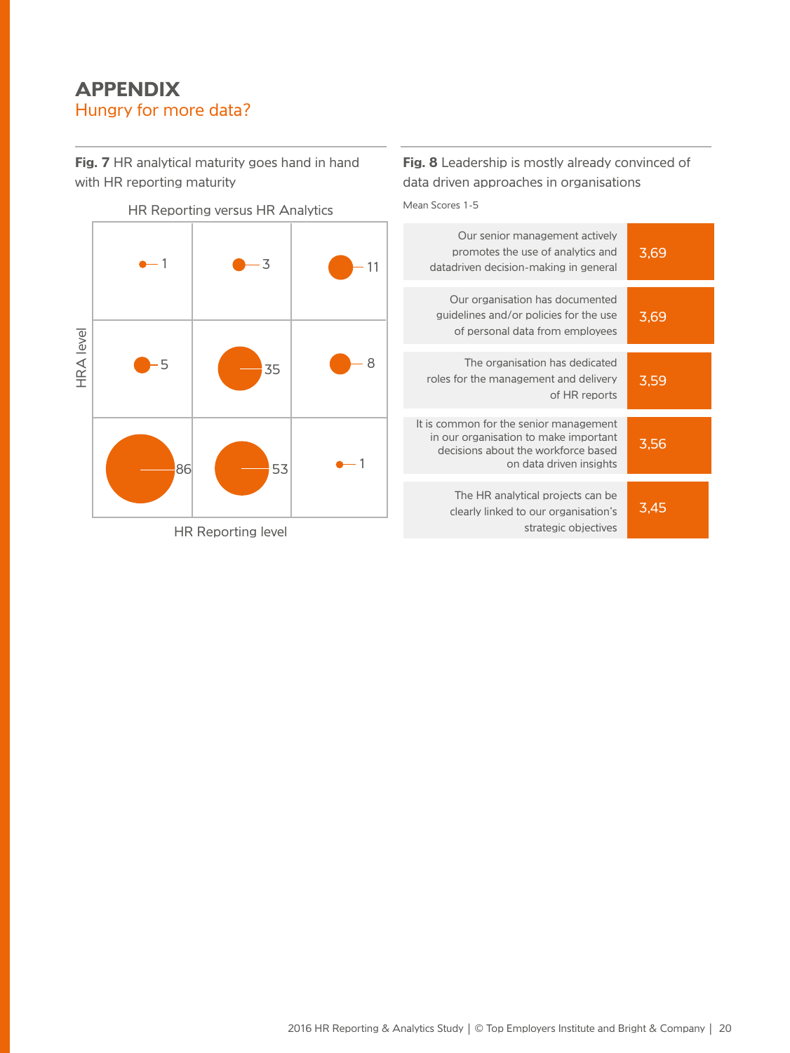# APPENDIX

## Hungry for more data?

**Fig. 7** HR analytical maturity goes hand in hand with HR reporting maturity

HR Reporting versus HR Analytics

| HRA level \ HR Reporting level | | | |
|---|---|---|---|
| | 1 | 3 | 11 |
| | 5 | 35 | 8 |
| | 86 | 53 | 1 |

HR Reporting level

**Fig. 8** Leadership is mostly already convinced of data driven approaches in organisations

Mean Scores 1-5

| Statement | Mean score |
|---|---|
| Our senior management actively promotes the use of analytics and datadriven decision-making in general | 3,69 |
| Our organisation has documented guidelines and/or policies for the use of personal data from employees | 3,69 |
| The organisation has dedicated roles for the management and delivery of HR reports | 3,59 |
| It is common for the senior management in our organisation to make important decisions about the workforce based on data driven insights | 3,56 |
| The HR analytical projects can be clearly linked to our organisation's strategic objectives | 3,45 |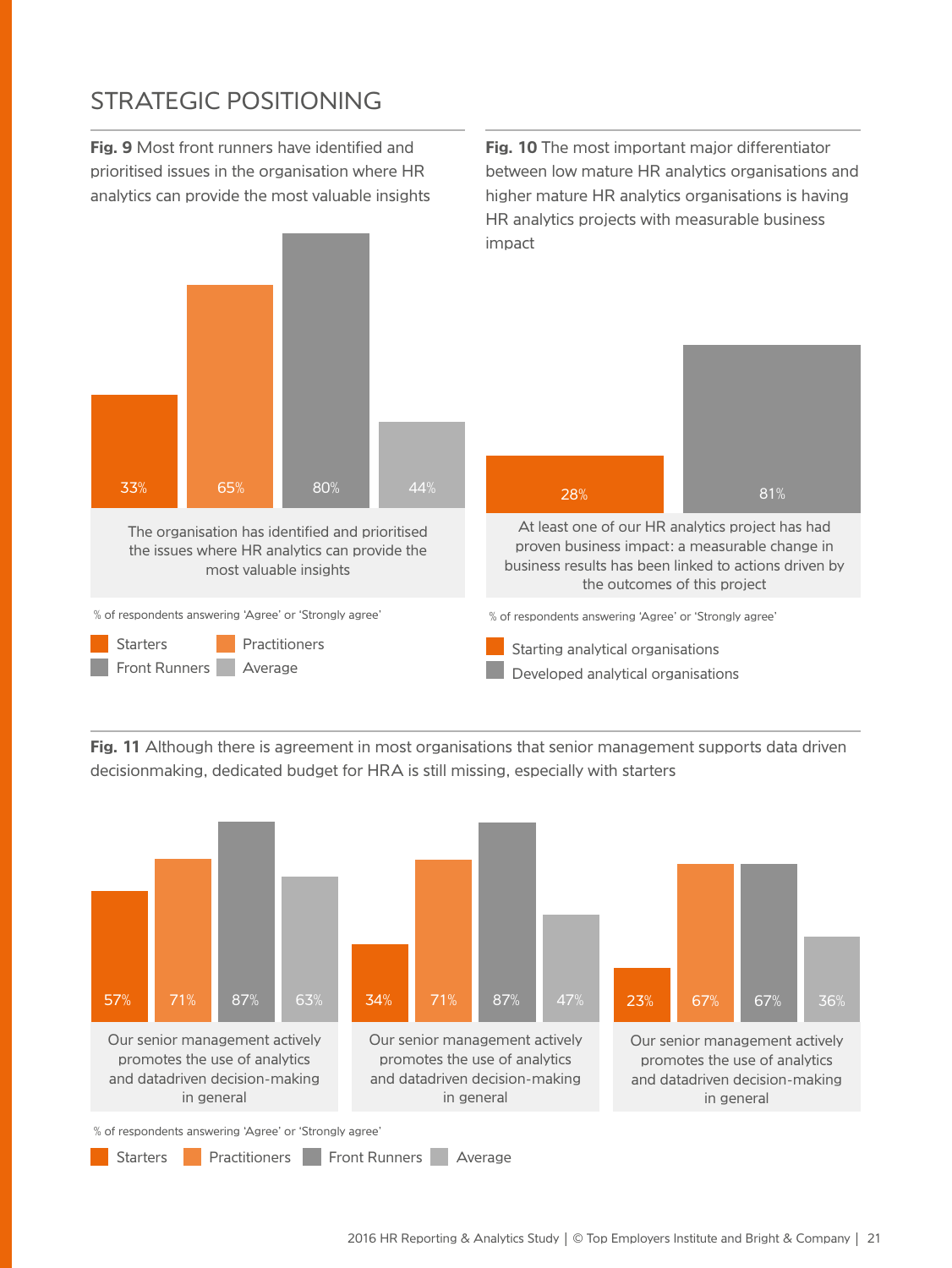# STRATEGIC POSITIONING

**Fig. 9** Most front runners have identified and prioritised issues in the organisation where HR analytics can provide the most valuable insights

| | Starters | Practitioners | Front Runners | Average |
|---|---|---|---|---|
| The organisation has identified and prioritised the issues where HR analytics can provide the most valuable insights | 33% | 65% | 80% | 44% |

% of respondents answering 'Agree' or 'Strongly agree'

**Fig. 10** The most important major differentiator between low mature HR analytics organisations and higher mature HR analytics organisations is having HR analytics projects with measurable business impact

| | Starting analytical organisations | Developed analytical organisations |
|---|---|---|
| At least one of our HR analytics project has had proven business impact: a measurable change in business results has been linked to actions driven by the outcomes of this project | 28% | 81% |

% of respondents answering 'Agree' or 'Strongly agree'

**Fig. 11** Although there is agreement in most organisations that senior management supports data driven decisionmaking, dedicated budget for HRA is still missing, especially with starters

| | Starters | Practitioners | Front Runners | Average |
|---|---|---|---|---|
| Our senior management actively promotes the use of analytics and datadriven decision-making in general | 57% | 71% | 87% | 63% |
| Our senior management actively promotes the use of analytics and datadriven decision-making in general | 34% | 71% | 87% | 47% |
| Our senior management actively promotes the use of analytics and datadriven decision-making in general | 23% | 67% | 67% | 36% |

% of respondents answering 'Agree' or 'Strongly agree'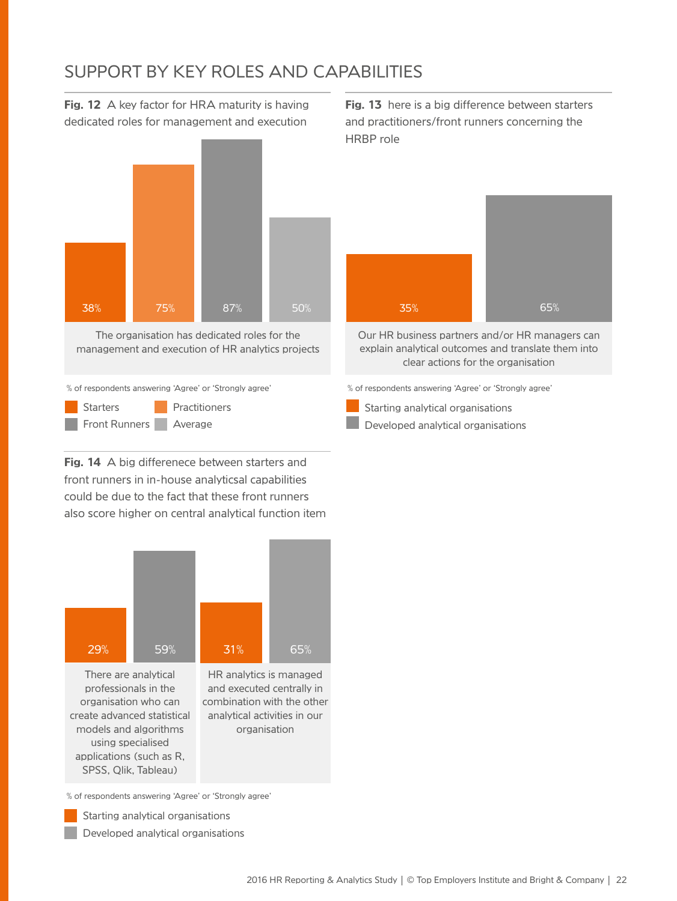## SUPPORT BY KEY ROLES AND CAPABILITIES

**Fig. 12** A key factor for HRA maturity is having dedicated roles for management and execution

| | Starters | Practitioners | Front Runners | Average |
|---|---|---|---|---|
| The organisation has dedicated roles for the management and execution of HR analytics projects | 38% | 75% | 87% | 50% |

% of respondents answering 'Agree' or 'Strongly agree'

**Fig. 13** here is a big difference between starters and practitioners/front runners concerning the HRBP role

| | Starting analytical organisations | Developed analytical organisations |
|---|---|---|
| Our HR business partners and/or HR managers can explain analytical outcomes and translate them into clear actions for the organisation | 35% | 65% |

% of respondents answering 'Agree' or 'Strongly agree'

**Fig. 14** A big differenece between starters and front runners in in-house analyticsal capabilities could be due to the fact that these front runners also score higher on central analytical function item

| | Starting analytical organisations | Developed analytical organisations |
|---|---|---|
| There are analytical professionals in the organisation who can create advanced statistical models and algorithms using specialised applications (such as R, SPSS, Qlik, Tableau) | 29% | 59% |
| HR analytics is managed and executed centrally in combination with the other analytical activities in our organisation | 31% | 65% |

% of respondents answering 'Agree' or 'Strongly agree'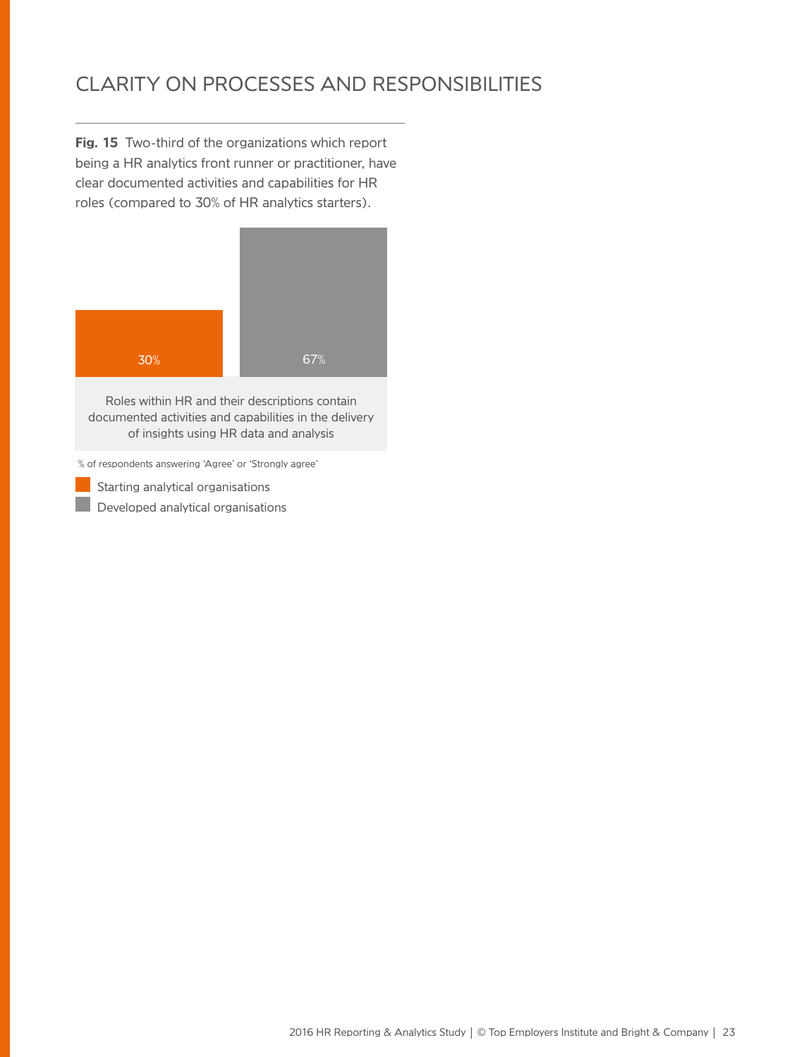# CLARITY ON PROCESSES AND RESPONSIBILITIES

**Fig. 15** Two-third of the organizations which report being a HR analytics front runner or practitioner, have clear documented activities and capabilities for HR roles (compared to 30% of HR analytics starters).

| | Starting analytical organisations | Developed analytical organisations |
|---|---|---|
| Roles within HR and their descriptions contain documented activities and capabilities in the delivery of insights using HR data and analysis | 30% | 67% |

% of respondents answering 'Agree' or 'Strongly agree'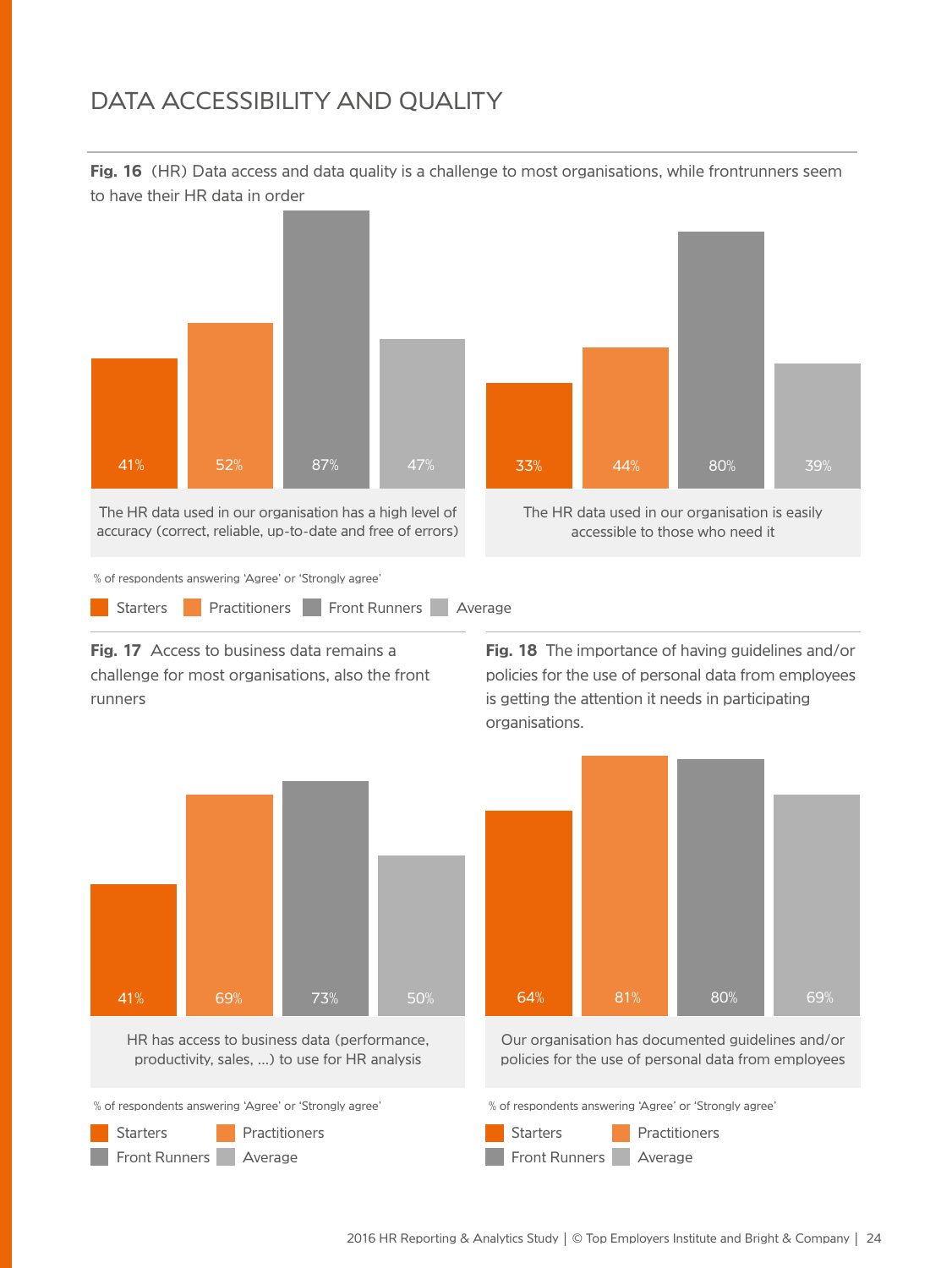# DATA ACCESSIBILITY AND QUALITY

**Fig. 16** (HR) Data access and data quality is a challenge to most organisations, while frontrunners seem to have their HR data in order

| | Starters | Practitioners | Front Runners | Average |
|---|---|---|---|---|
| The HR data used in our organisation has a high level of accuracy (correct, reliable, up-to-date and free of errors) | 41% | 52% | 87% | 47% |
| The HR data used in our organisation is easily accessible to those who need it | 33% | 44% | 80% | 39% |

% of respondents answering 'Agree' or 'Strongly agree'

**Fig. 17** Access to business data remains a challenge for most organisations, also the front runners

| | Starters | Practitioners | Front Runners | Average |
|---|---|---|---|---|
| HR has access to business data (performance, productivity, sales, ...) to use for HR analysis | 41% | 69% | 73% | 50% |

% of respondents answering 'Agree' or 'Strongly agree'

**Fig. 18** The importance of having guidelines and/or policies for the use of personal data from employees is getting the attention it needs in participating organisations.

| | Starters | Practitioners | Front Runners | Average |
|---|---|---|---|---|
| Our organisation has documented guidelines and/or policies for the use of personal data from employees | 64% | 81% | 80% | 69% |

% of respondents answering 'Agree' or 'Strongly agree'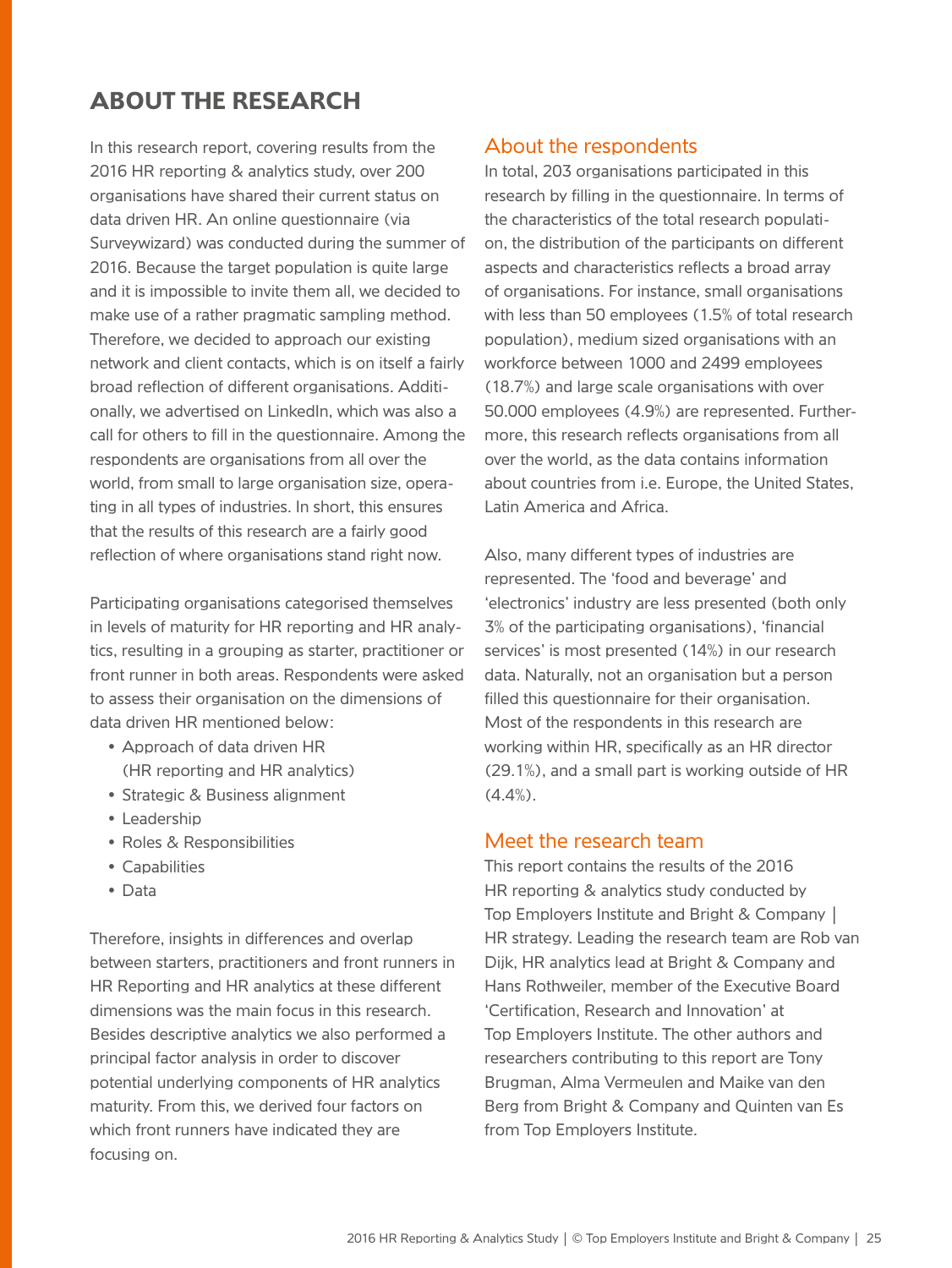# ABOUT THE RESEARCH

In this research report, covering results from the 2016 HR reporting & analytics study, over 200 organisations have shared their current status on data driven HR. An online questionnaire (via Surveywizard) was conducted during the summer of 2016. Because the target population is quite large and it is impossible to invite them all, we decided to make use of a rather pragmatic sampling method. Therefore, we decided to approach our existing network and client contacts, which is on itself a fairly broad reflection of different organisations. Additionally, we advertised on LinkedIn, which was also a call for others to fill in the questionnaire. Among the respondents are organisations from all over the world, from small to large organisation size, operating in all types of industries. In short, this ensures that the results of this research are a fairly good reflection of where organisations stand right now.

Participating organisations categorised themselves in levels of maturity for HR reporting and HR analytics, resulting in a grouping as starter, practitioner or front runner in both areas. Respondents were asked to assess their organisation on the dimensions of data driven HR mentioned below:

- Approach of data driven HR (HR reporting and HR analytics)
- Strategic & Business alignment
- Leadership
- Roles & Responsibilities
- Capabilities
- Data

Therefore, insights in differences and overlap between starters, practitioners and front runners in HR Reporting and HR analytics at these different dimensions was the main focus in this research. Besides descriptive analytics we also performed a principal factor analysis in order to discover potential underlying components of HR analytics maturity. From this, we derived four factors on which front runners have indicated they are focusing on.

## About the respondents

In total, 203 organisations participated in this research by filling in the questionnaire. In terms of the characteristics of the total research population, the distribution of the participants on different aspects and characteristics reflects a broad array of organisations. For instance, small organisations with less than 50 employees (1.5% of total research population), medium sized organisations with an workforce between 1000 and 2499 employees (18.7%) and large scale organisations with over 50.000 employees (4.9%) are represented. Furthermore, this research reflects organisations from all over the world, as the data contains information about countries from i.e. Europe, the United States, Latin America and Africa.

Also, many different types of industries are represented. The 'food and beverage' and 'electronics' industry are less presented (both only 3% of the participating organisations), 'financial services' is most presented (14%) in our research data. Naturally, not an organisation but a person filled this questionnaire for their organisation. Most of the respondents in this research are working within HR, specifically as an HR director (29.1%), and a small part is working outside of HR (4.4%).

## Meet the research team

This report contains the results of the 2016 HR reporting & analytics study conducted by Top Employers Institute and Bright & Company | HR strategy. Leading the research team are Rob van Dijk, HR analytics lead at Bright & Company and Hans Rothweiler, member of the Executive Board 'Certification, Research and Innovation' at Top Employers Institute. The other authors and researchers contributing to this report are Tony Brugman, Alma Vermeulen and Maike van den Berg from Bright & Company and Quinten van Es from Top Employers Institute.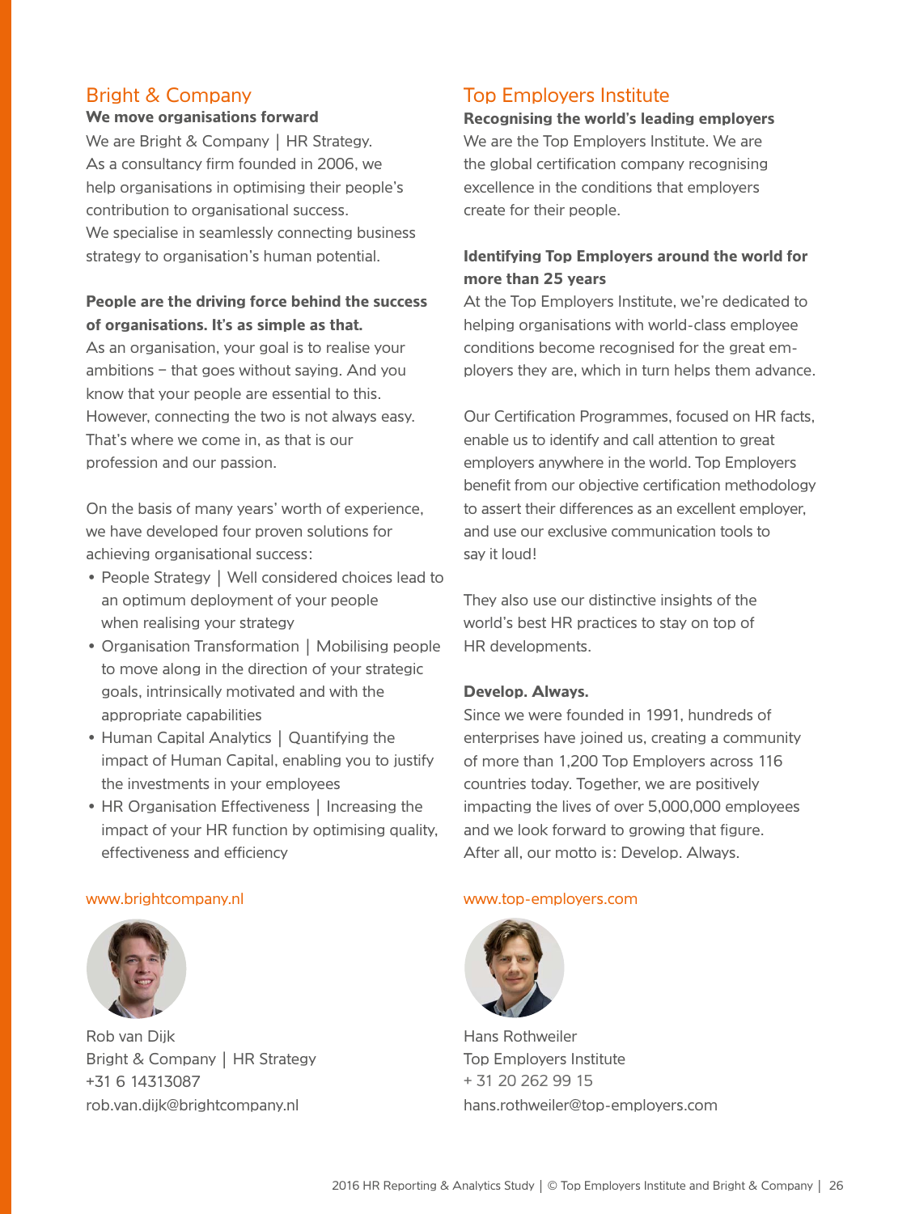## Bright & Company

**We move organisations forward**

We are Bright & Company | HR Strategy. As a consultancy firm founded in 2006, we help organisations in optimising their people's contribution to organisational success. We specialise in seamlessly connecting business strategy to organisation's human potential.

**People are the driving force behind the success of organisations. It's as simple as that.**

As an organisation, your goal is to realise your ambitions – that goes without saying. And you know that your people are essential to this. However, connecting the two is not always easy. That's where we come in, as that is our profession and our passion.

On the basis of many years' worth of experience, we have developed four proven solutions for achieving organisational success:

- People Strategy | Well considered choices lead to an optimum deployment of your people when realising your strategy
- Organisation Transformation | Mobilising people to move along in the direction of your strategic goals, intrinsically motivated and with the appropriate capabilities
- Human Capital Analytics | Quantifying the impact of Human Capital, enabling you to justify the investments in your employees
- HR Organisation Effectiveness | Increasing the impact of your HR function by optimising quality, effectiveness and efficiency

www.brightcompany.nl

Rob van Dijk
Bright & Company | HR Strategy
+31 6 14313087
rob.van.dijk@brightcompany.nl

## Top Employers Institute

**Recognising the world's leading employers**

We are the Top Employers Institute. We are the global certification company recognising excellence in the conditions that employers create for their people.

**Identifying Top Employers around the world for more than 25 years**

At the Top Employers Institute, we're dedicated to helping organisations with world-class employee conditions become recognised for the great employers they are, which in turn helps them advance.

Our Certification Programmes, focused on HR facts, enable us to identify and call attention to great employers anywhere in the world. Top Employers benefit from our objective certification methodology to assert their differences as an excellent employer, and use our exclusive communication tools to say it loud!

They also use our distinctive insights of the world's best HR practices to stay on top of HR developments.

**Develop. Always.**

Since we were founded in 1991, hundreds of enterprises have joined us, creating a community of more than 1,200 Top Employers across 116 countries today. Together, we are positively impacting the lives of over 5,000,000 employees and we look forward to growing that figure. After all, our motto is: Develop. Always.

www.top-employers.com

Hans Rothweiler
Top Employers Institute
+ 31 20 262 99 15
hans.rothweiler@top-employers.com